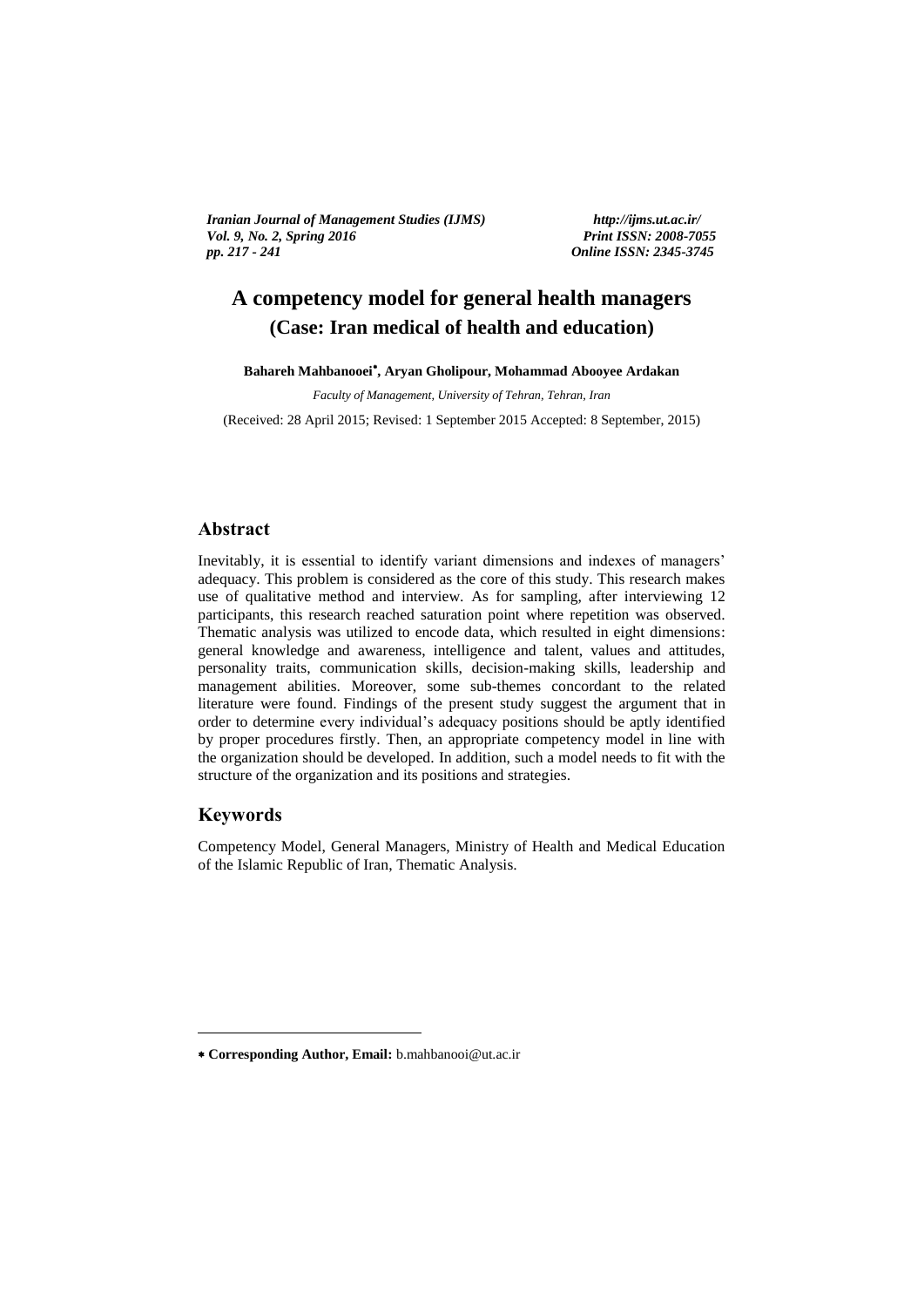# A competency model for general health managers
## (Case: Iran medical of health and education)

**Bahareh Mahbanooei[*], Aryan Gholipour, Mohammad Abooyee Ardakan**

*Faculty of Management, University of Tehran, Tehran, Iran*

(Received: 28 April 2015; Revised: 1 September 2015 Accepted: 8 September, 2015)

## Abstract

Inevitably, it is essential to identify variant dimensions and indexes of managers' adequacy. This problem is considered as the core of this study. This research makes use of qualitative method and interview. As for sampling, after interviewing 12 participants, this research reached saturation point where repetition was observed. Thematic analysis was utilized to encode data, which resulted in eight dimensions: general knowledge and awareness, intelligence and talent, values and attitudes, personality traits, communication skills, decision-making skills, leadership and management abilities. Moreover, some sub-themes concordant to the related literature were found. Findings of the present study suggest the argument that in order to determine every individual's adequacy positions should be aptly identified by proper procedures firstly. Then, an appropriate competency model in line with the organization should be developed. In addition, such a model needs to fit with the structure of the organization and its positions and strategies.

## Keywords

Competency Model, General Managers, Ministry of Health and Medical Education of the Islamic Republic of Iran, Thematic Analysis.

[*] **Corresponding Author, Email:** b.mahbanooi@ut.ac.ir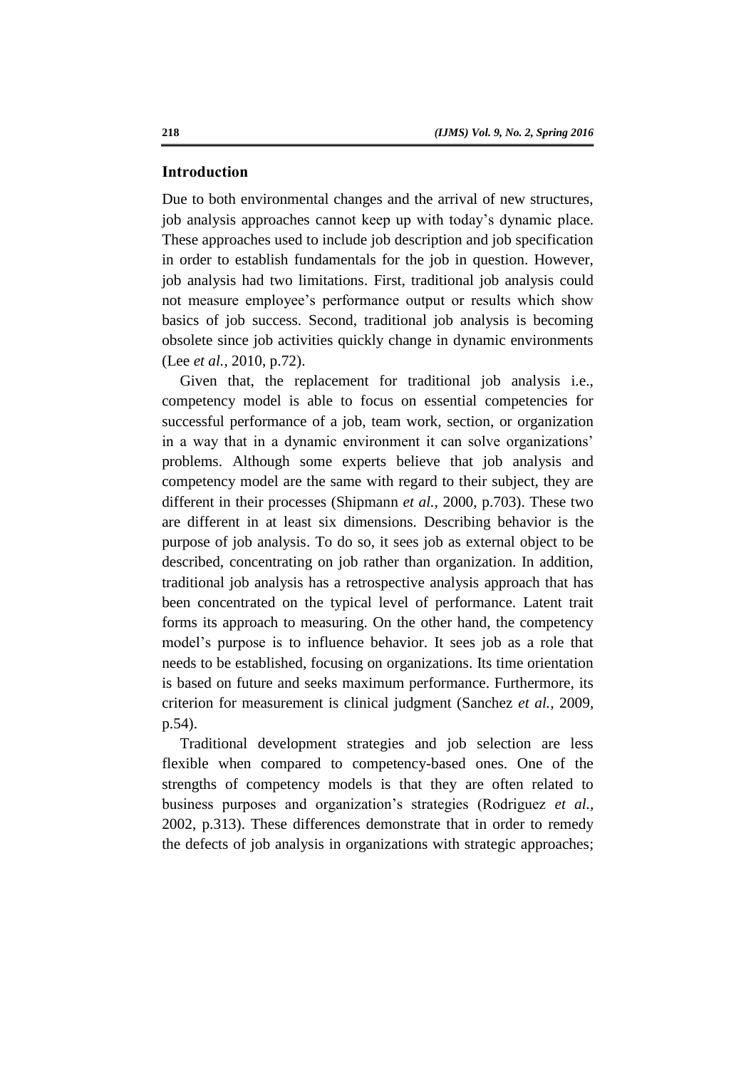## Introduction

Due to both environmental changes and the arrival of new structures, job analysis approaches cannot keep up with today's dynamic place. These approaches used to include job description and job specification in order to establish fundamentals for the job in question. However, job analysis had two limitations. First, traditional job analysis could not measure employee's performance output or results which show basics of job success. Second, traditional job analysis is becoming obsolete since job activities quickly change in dynamic environments (Lee *et al.*, 2010, p.72).

Given that, the replacement for traditional job analysis i.e., competency model is able to focus on essential competencies for successful performance of a job, team work, section, or organization in a way that in a dynamic environment it can solve organizations' problems. Although some experts believe that job analysis and competency model are the same with regard to their subject, they are different in their processes (Shipmann *et al.*, 2000, p.703). These two are different in at least six dimensions. Describing behavior is the purpose of job analysis. To do so, it sees job as external object to be described, concentrating on job rather than organization. In addition, traditional job analysis has a retrospective analysis approach that has been concentrated on the typical level of performance. Latent trait forms its approach to measuring. On the other hand, the competency model's purpose is to influence behavior. It sees job as a role that needs to be established, focusing on organizations. Its time orientation is based on future and seeks maximum performance. Furthermore, its criterion for measurement is clinical judgment (Sanchez *et al.*, 2009, p.54).

Traditional development strategies and job selection are less flexible when compared to competency-based ones. One of the strengths of competency models is that they are often related to business purposes and organization's strategies (Rodriguez *et al.*, 2002, p.313). These differences demonstrate that in order to remedy the defects of job analysis in organizations with strategic approaches;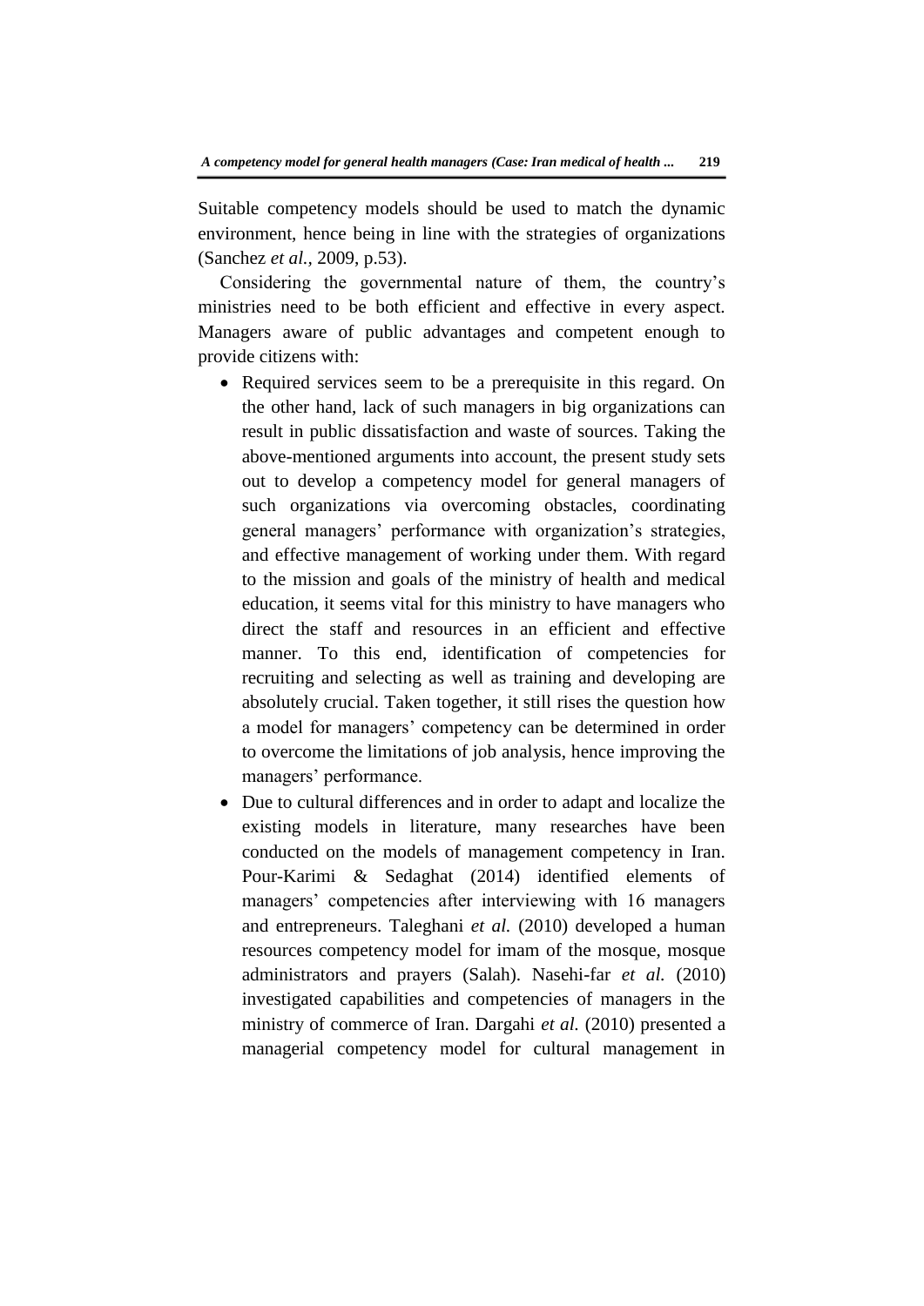Suitable competency models should be used to match the dynamic environment, hence being in line with the strategies of organizations (Sanchez *et al.*, 2009, p.53).

Considering the governmental nature of them, the country's ministries need to be both efficient and effective in every aspect. Managers aware of public advantages and competent enough to provide citizens with:

- Required services seem to be a prerequisite in this regard. On the other hand, lack of such managers in big organizations can result in public dissatisfaction and waste of sources. Taking the above-mentioned arguments into account, the present study sets out to develop a competency model for general managers of such organizations via overcoming obstacles, coordinating general managers' performance with organization's strategies, and effective management of working under them. With regard to the mission and goals of the ministry of health and medical education, it seems vital for this ministry to have managers who direct the staff and resources in an efficient and effective manner. To this end, identification of competencies for recruiting and selecting as well as training and developing are absolutely crucial. Taken together, it still rises the question how a model for managers' competency can be determined in order to overcome the limitations of job analysis, hence improving the managers' performance.
- Due to cultural differences and in order to adapt and localize the existing models in literature, many researches have been conducted on the models of management competency in Iran. Pour-Karimi & Sedaghat (2014) identified elements of managers' competencies after interviewing with 16 managers and entrepreneurs. Taleghani *et al.* (2010) developed a human resources competency model for imam of the mosque, mosque administrators and prayers (Salah). Nasehi-far *et al.* (2010) investigated capabilities and competencies of managers in the ministry of commerce of Iran. Dargahi *et al.* (2010) presented a managerial competency model for cultural management in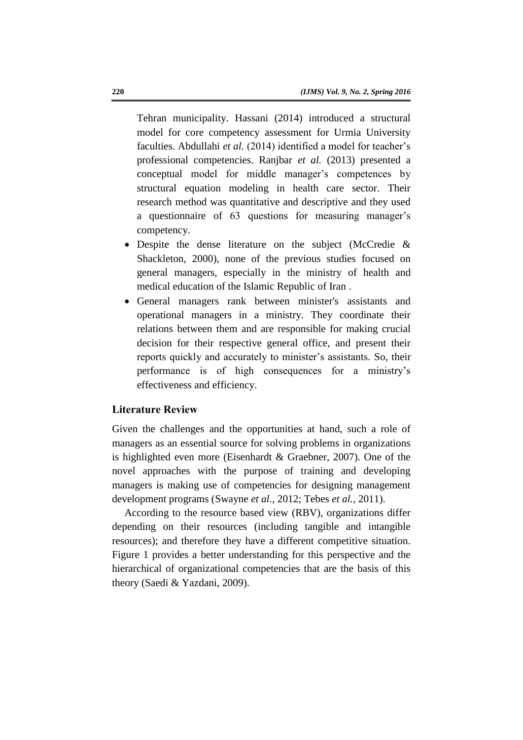Tehran municipality. Hassani (2014) introduced a structural model for core competency assessment for Urmia University faculties. Abdullahi *et al.* (2014) identified a model for teacher's professional competencies. Ranjbar *et al.* (2013) presented a conceptual model for middle manager's competences by structural equation modeling in health care sector. Their research method was quantitative and descriptive and they used a questionnaire of 63 questions for measuring manager's competency.

- Despite the dense literature on the subject (McCredie & Shackleton, 2000), none of the previous studies focused on general managers, especially in the ministry of health and medical education of the Islamic Republic of Iran .
- General managers rank between minister's assistants and operational managers in a ministry. They coordinate their relations between them and are responsible for making crucial decision for their respective general office, and present their reports quickly and accurately to minister's assistants. So, their performance is of high consequences for a ministry's effectiveness and efficiency.

## Literature Review

Given the challenges and the opportunities at hand, such a role of managers as an essential source for solving problems in organizations is highlighted even more (Eisenhardt & Graebner, 2007). One of the novel approaches with the purpose of training and developing managers is making use of competencies for designing management development programs (Swayne *et al.,* 2012; Tebes *et al.,* 2011).

According to the resource based view (RBV), organizations differ depending on their resources (including tangible and intangible resources); and therefore they have a different competitive situation. Figure 1 provides a better understanding for this perspective and the hierarchical of organizational competencies that are the basis of this theory (Saedi & Yazdani, 2009).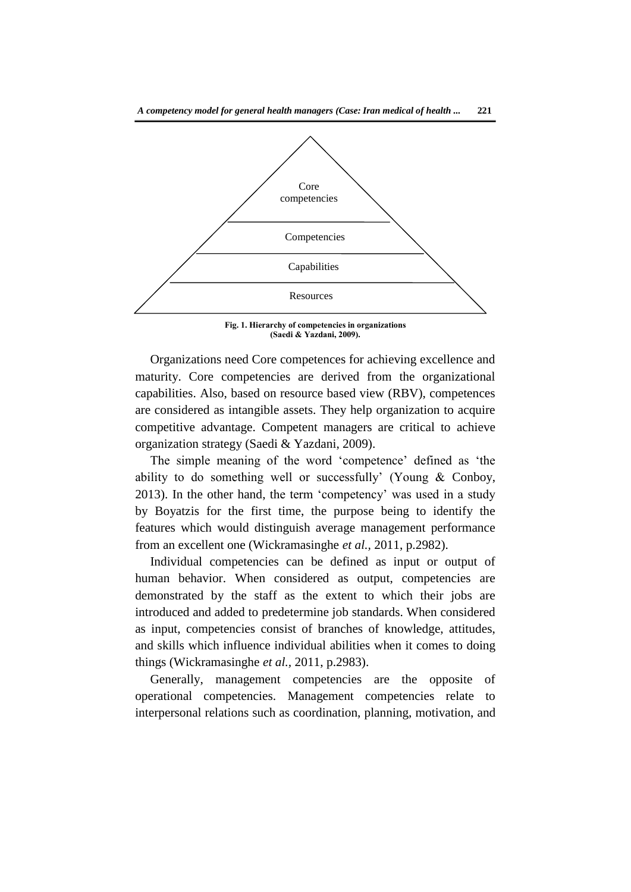Core competencies

Competencies

Capabilities

Resources

**Fig. 1. Hierarchy of competencies in organizations (Saedi & Yazdani, 2009).**

Organizations need Core competences for achieving excellence and maturity. Core competencies are derived from the organizational capabilities. Also, based on resource based view (RBV), competences are considered as intangible assets. They help organization to acquire competitive advantage. Competent managers are critical to achieve organization strategy (Saedi & Yazdani, 2009).

The simple meaning of the word 'competence' defined as 'the ability to do something well or successfully' (Young & Conboy, 2013). In the other hand, the term 'competency' was used in a study by Boyatzis for the first time, the purpose being to identify the features which would distinguish average management performance from an excellent one (Wickramasinghe *et al.*, 2011, p.2982).

Individual competencies can be defined as input or output of human behavior. When considered as output, competencies are demonstrated by the staff as the extent to which their jobs are introduced and added to predetermine job standards. When considered as input, competencies consist of branches of knowledge, attitudes, and skills which influence individual abilities when it comes to doing things (Wickramasinghe *et al.*, 2011, p.2983).

Generally, management competencies are the opposite of operational competencies. Management competencies relate to interpersonal relations such as coordination, planning, motivation, and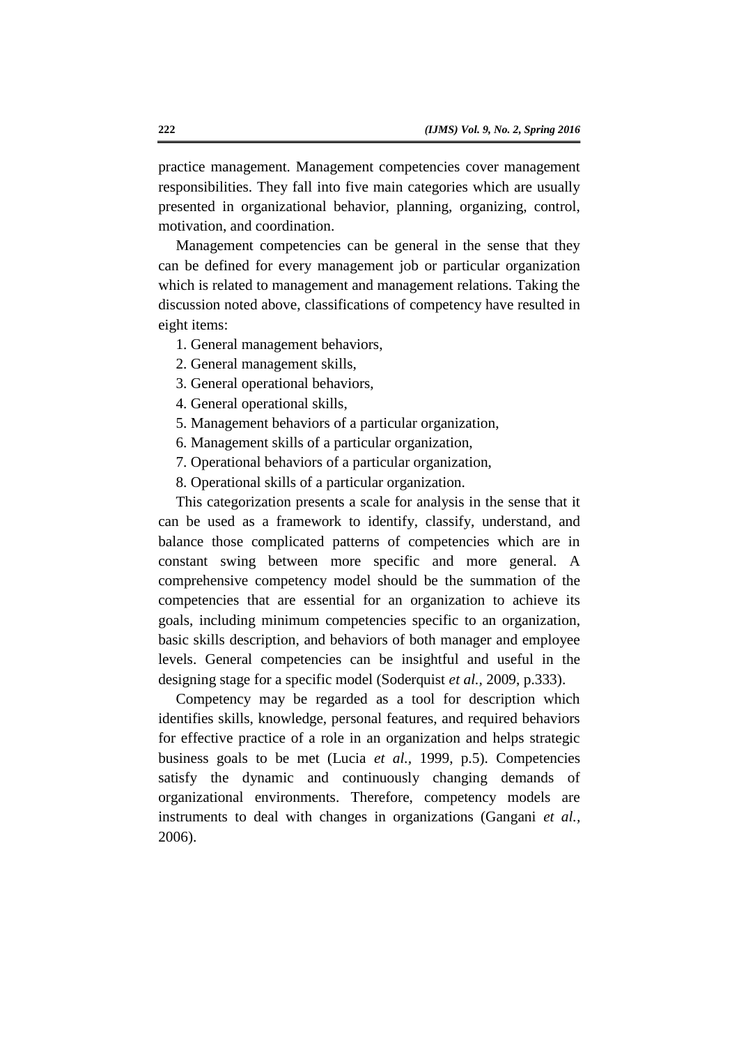practice management. Management competencies cover management responsibilities. They fall into five main categories which are usually presented in organizational behavior, planning, organizing, control, motivation, and coordination.

Management competencies can be general in the sense that they can be defined for every management job or particular organization which is related to management and management relations. Taking the discussion noted above, classifications of competency have resulted in eight items:

1. General management behaviors,
2. General management skills,
3. General operational behaviors,
4. General operational skills,
5. Management behaviors of a particular organization,
6. Management skills of a particular organization,
7. Operational behaviors of a particular organization,
8. Operational skills of a particular organization.

This categorization presents a scale for analysis in the sense that it can be used as a framework to identify, classify, understand, and balance those complicated patterns of competencies which are in constant swing between more specific and more general. A comprehensive competency model should be the summation of the competencies that are essential for an organization to achieve its goals, including minimum competencies specific to an organization, basic skills description, and behaviors of both manager and employee levels. General competencies can be insightful and useful in the designing stage for a specific model (Soderquist *et al.*, 2009, p.333).

Competency may be regarded as a tool for description which identifies skills, knowledge, personal features, and required behaviors for effective practice of a role in an organization and helps strategic business goals to be met (Lucia *et al.*, 1999, p.5). Competencies satisfy the dynamic and continuously changing demands of organizational environments. Therefore, competency models are instruments to deal with changes in organizations (Gangani *et al.*, 2006).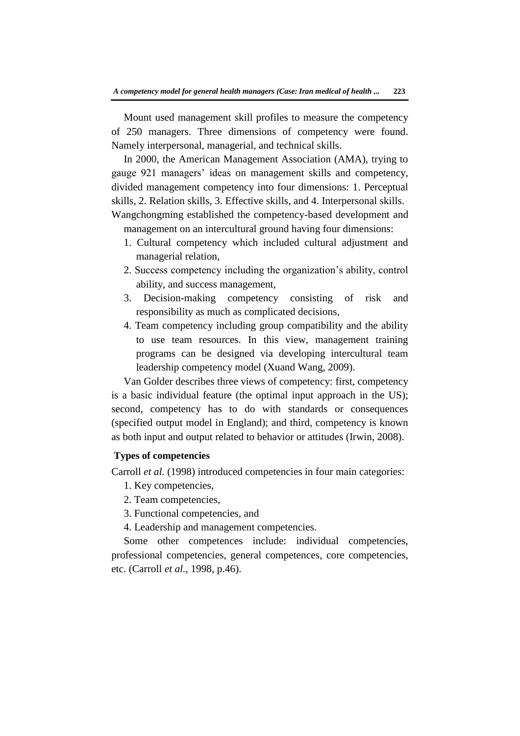Mount used management skill profiles to measure the competency of 250 managers. Three dimensions of competency were found. Namely interpersonal, managerial, and technical skills.

In 2000, the American Management Association (AMA), trying to gauge 921 managers' ideas on management skills and competency, divided management competency into four dimensions: 1. Perceptual skills, 2. Relation skills, 3. Effective skills, and 4. Interpersonal skills. Wangchongming established the competency-based development and management on an intercultural ground having four dimensions:

1. Cultural competency which included cultural adjustment and managerial relation,
2. Success competency including the organization's ability, control ability, and success management,
3. Decision-making competency consisting of risk and responsibility as much as complicated decisions,
4. Team competency including group compatibility and the ability to use team resources. In this view, management training programs can be designed via developing intercultural team leadership competency model (Xuand Wang, 2009).

Van Golder describes three views of competency: first, competency is a basic individual feature (the optimal input approach in the US); second, competency has to do with standards or consequences (specified output model in England); and third, competency is known as both input and output related to behavior or attitudes (Irwin, 2008).

**Types of competencies**

Carroll *et al.* (1998) introduced competencies in four main categories:

1. Key competencies,
2. Team competencies,
3. Functional competencies, and
4. Leadership and management competencies.

Some other competences include: individual competencies, professional competencies, general competences, core competencies, etc. (Carroll *et al.*, 1998, p.46).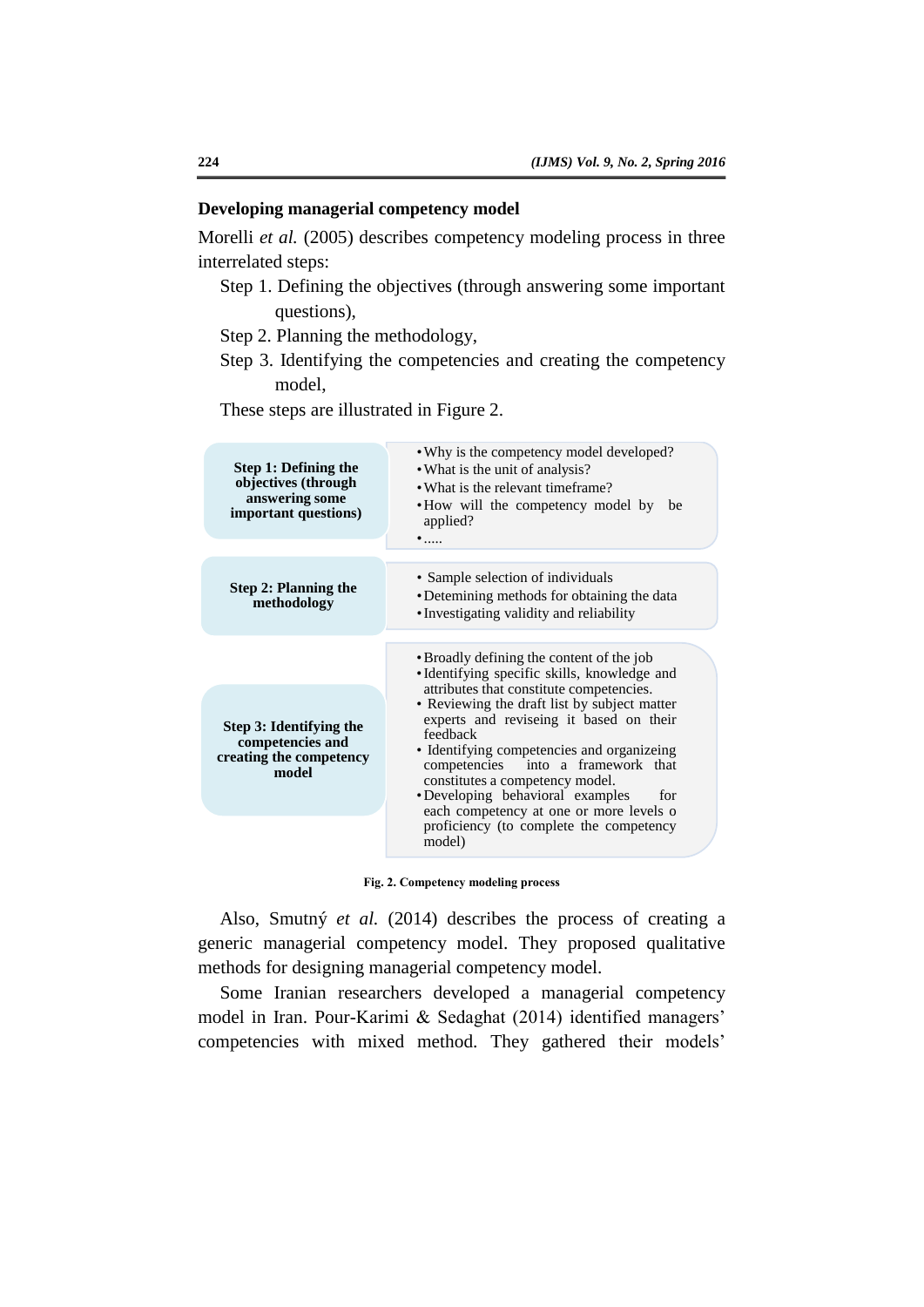## Developing managerial competency model

Morelli *et al.* (2005) describes competency modeling process in three interrelated steps:

Step 1. Defining the objectives (through answering some important questions),

Step 2. Planning the methodology,

Step 3. Identifying the competencies and creating the competency model,

These steps are illustrated in Figure 2.

| | |
|---|---|
| **Step 1: Defining the objectives (through answering some important questions)** | • Why is the competency model developed?<br>• What is the unit of analysis?<br>• What is the relevant timeframe?<br>• How will the competency model by be applied?<br>• ..... |
| **Step 2: Planning the methodology** | • Sample selection of individuals<br>• Detemining methods for obtaining the data<br>• Investigating validity and reliability |
| **Step 3: Identifying the competencies and creating the competency model** | • Broadly defining the content of the job<br>• Identifying specific skills, knowledge and attributes that constitute competencies.<br>• Reviewing the draft list by subject matter experts and reviseing it based on their feedback<br>• Identifying competencies and organizeing competencies into a framework that constitutes a competency model.<br>• Developing behavioral examples for each competency at one or more levels o proficiency (to complete the competency model) |

**Fig. 2. Competency modeling process**

Also, Smutný *et al.* (2014) describes the process of creating a generic managerial competency model. They proposed qualitative methods for designing managerial competency model.

Some Iranian researchers developed a managerial competency model in Iran. Pour-Karimi & Sedaghat (2014) identified managers' competencies with mixed method. They gathered their models'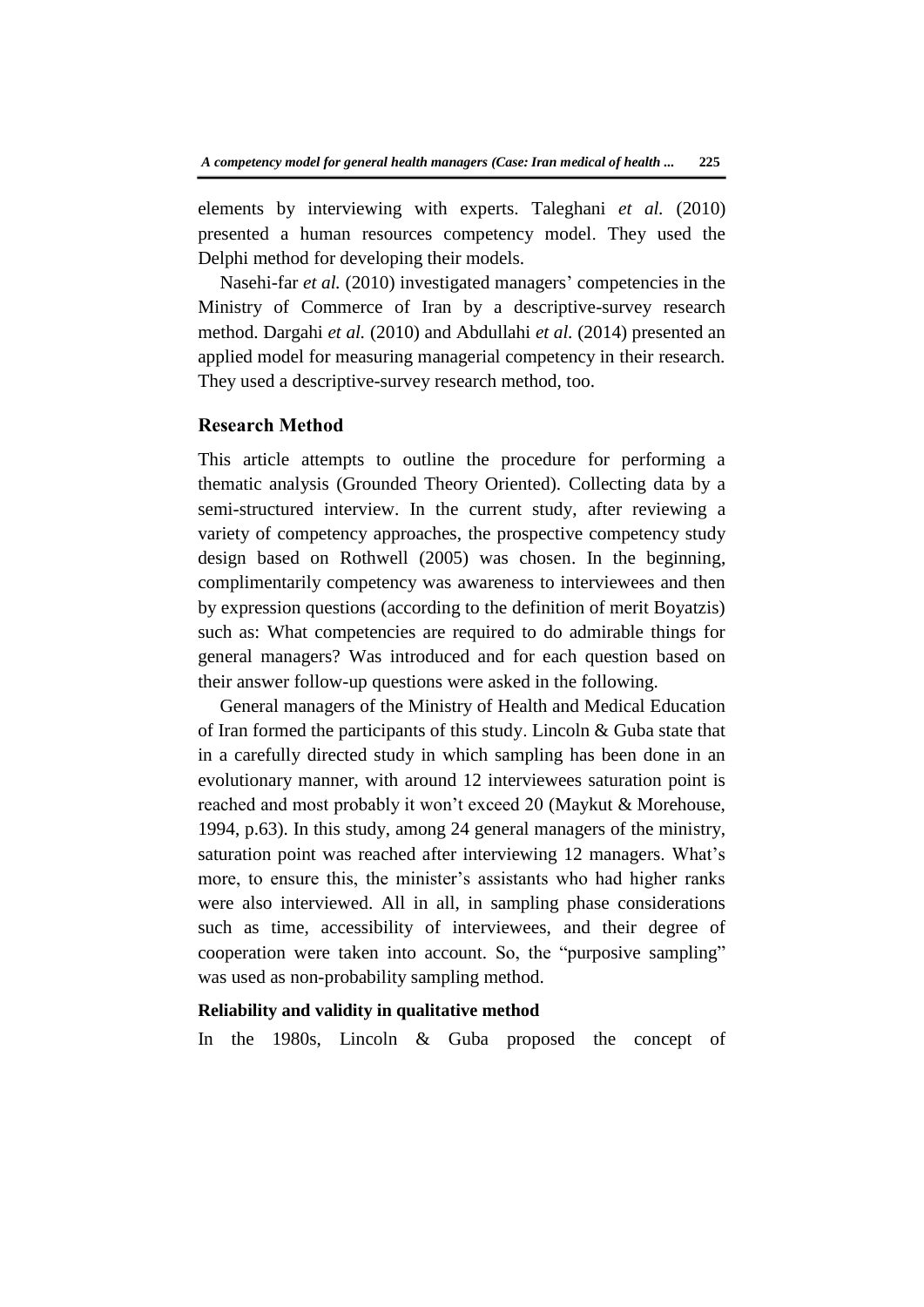elements by interviewing with experts. Taleghani *et al.* (2010) presented a human resources competency model. They used the Delphi method for developing their models.

Nasehi-far *et al.* (2010) investigated managers' competencies in the Ministry of Commerce of Iran by a descriptive-survey research method. Dargahi *et al.* (2010) and Abdullahi *et al.* (2014) presented an applied model for measuring managerial competency in their research. They used a descriptive-survey research method, too.

## Research Method

This article attempts to outline the procedure for performing a thematic analysis (Grounded Theory Oriented). Collecting data by a semi-structured interview. In the current study, after reviewing a variety of competency approaches, the prospective competency study design based on Rothwell (2005) was chosen. In the beginning, complimentarily competency was awareness to interviewees and then by expression questions (according to the definition of merit Boyatzis) such as: What competencies are required to do admirable things for general managers? Was introduced and for each question based on their answer follow-up questions were asked in the following.

General managers of the Ministry of Health and Medical Education of Iran formed the participants of this study. Lincoln & Guba state that in a carefully directed study in which sampling has been done in an evolutionary manner, with around 12 interviewees saturation point is reached and most probably it won't exceed 20 (Maykut & Morehouse, 1994, p.63). In this study, among 24 general managers of the ministry, saturation point was reached after interviewing 12 managers. What's more, to ensure this, the minister's assistants who had higher ranks were also interviewed. All in all, in sampling phase considerations such as time, accessibility of interviewees, and their degree of cooperation were taken into account. So, the "purposive sampling" was used as non-probability sampling method.

### Reliability and validity in qualitative method

In the 1980s, Lincoln & Guba proposed the concept of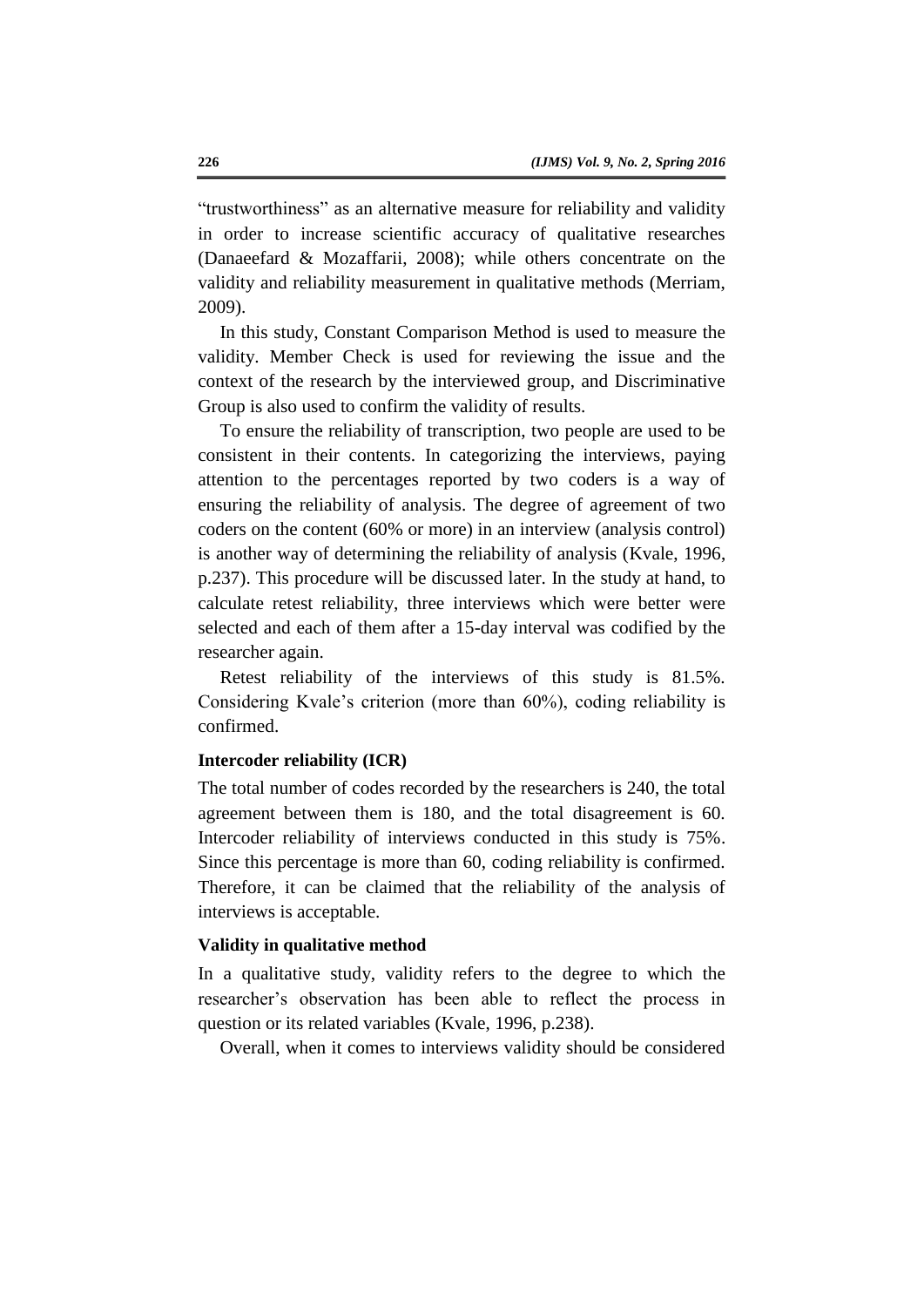"trustworthiness" as an alternative measure for reliability and validity in order to increase scientific accuracy of qualitative researches (Danaeefard & Mozaffarii, 2008); while others concentrate on the validity and reliability measurement in qualitative methods (Merriam, 2009).

In this study, Constant Comparison Method is used to measure the validity. Member Check is used for reviewing the issue and the context of the research by the interviewed group, and Discriminative Group is also used to confirm the validity of results.

To ensure the reliability of transcription, two people are used to be consistent in their contents. In categorizing the interviews, paying attention to the percentages reported by two coders is a way of ensuring the reliability of analysis. The degree of agreement of two coders on the content (60% or more) in an interview (analysis control) is another way of determining the reliability of analysis (Kvale, 1996, p.237). This procedure will be discussed later. In the study at hand, to calculate retest reliability, three interviews which were better were selected and each of them after a 15-day interval was codified by the researcher again.

Retest reliability of the interviews of this study is 81.5%. Considering Kvale's criterion (more than 60%), coding reliability is confirmed.

**Intercoder reliability (ICR)**

The total number of codes recorded by the researchers is 240, the total agreement between them is 180, and the total disagreement is 60. Intercoder reliability of interviews conducted in this study is 75%. Since this percentage is more than 60, coding reliability is confirmed. Therefore, it can be claimed that the reliability of the analysis of interviews is acceptable.

**Validity in qualitative method**

In a qualitative study, validity refers to the degree to which the researcher's observation has been able to reflect the process in question or its related variables (Kvale, 1996, p.238).

Overall, when it comes to interviews validity should be considered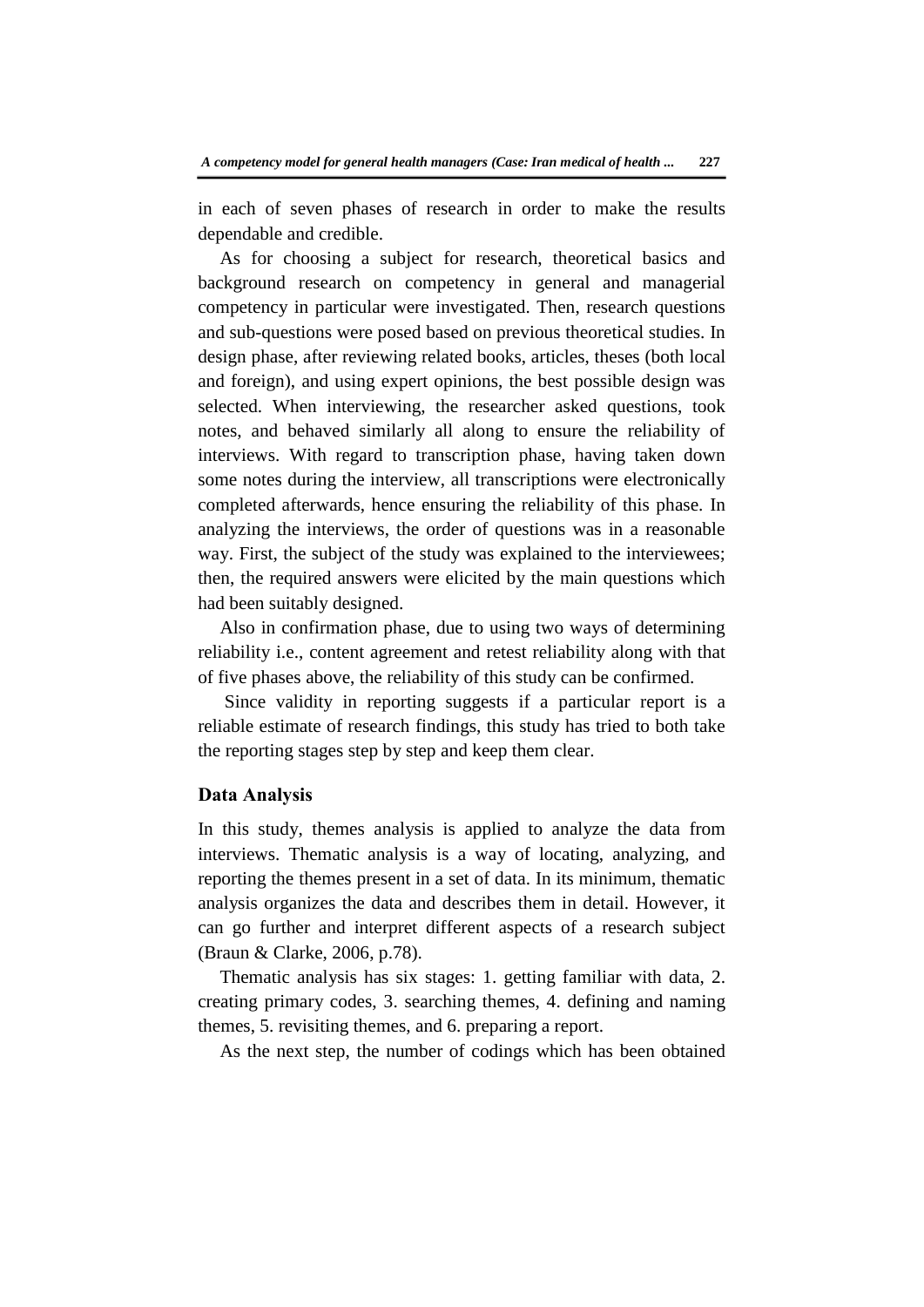in each of seven phases of research in order to make the results dependable and credible.

As for choosing a subject for research, theoretical basics and background research on competency in general and managerial competency in particular were investigated. Then, research questions and sub-questions were posed based on previous theoretical studies. In design phase, after reviewing related books, articles, theses (both local and foreign), and using expert opinions, the best possible design was selected. When interviewing, the researcher asked questions, took notes, and behaved similarly all along to ensure the reliability of interviews. With regard to transcription phase, having taken down some notes during the interview, all transcriptions were electronically completed afterwards, hence ensuring the reliability of this phase. In analyzing the interviews, the order of questions was in a reasonable way. First, the subject of the study was explained to the interviewees; then, the required answers were elicited by the main questions which had been suitably designed.

Also in confirmation phase, due to using two ways of determining reliability i.e., content agreement and retest reliability along with that of five phases above, the reliability of this study can be confirmed.

Since validity in reporting suggests if a particular report is a reliable estimate of research findings, this study has tried to both take the reporting stages step by step and keep them clear.

## Data Analysis

In this study, themes analysis is applied to analyze the data from interviews. Thematic analysis is a way of locating, analyzing, and reporting the themes present in a set of data. In its minimum, thematic analysis organizes the data and describes them in detail. However, it can go further and interpret different aspects of a research subject (Braun & Clarke, 2006, p.78).

Thematic analysis has six stages: 1. getting familiar with data, 2. creating primary codes, 3. searching themes, 4. defining and naming themes, 5. revisiting themes, and 6. preparing a report.

As the next step, the number of codings which has been obtained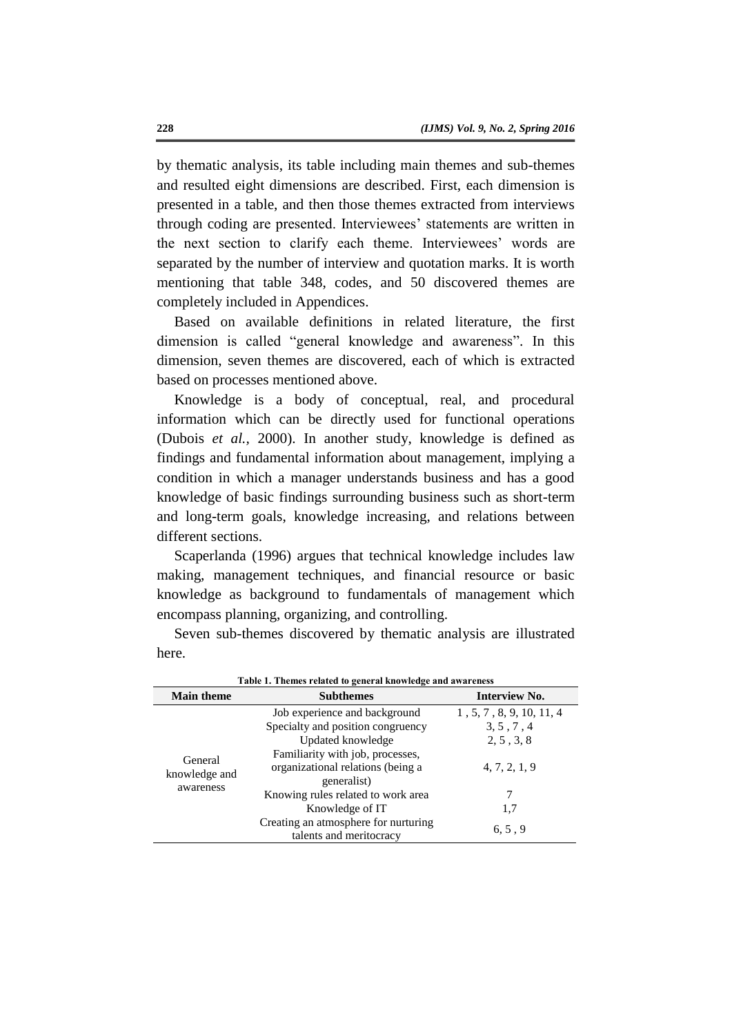by thematic analysis, its table including main themes and sub-themes and resulted eight dimensions are described. First, each dimension is presented in a table, and then those themes extracted from interviews through coding are presented. Interviewees' statements are written in the next section to clarify each theme. Interviewees' words are separated by the number of interview and quotation marks. It is worth mentioning that table 348, codes, and 50 discovered themes are completely included in Appendices.

Based on available definitions in related literature, the first dimension is called "general knowledge and awareness". In this dimension, seven themes are discovered, each of which is extracted based on processes mentioned above.

Knowledge is a body of conceptual, real, and procedural information which can be directly used for functional operations (Dubois *et al.*, 2000). In another study, knowledge is defined as findings and fundamental information about management, implying a condition in which a manager understands business and has a good knowledge of basic findings surrounding business such as short-term and long-term goals, knowledge increasing, and relations between different sections.

Scaperlanda (1996) argues that technical knowledge includes law making, management techniques, and financial resource or basic knowledge as background to fundamentals of management which encompass planning, organizing, and controlling.

Seven sub-themes discovered by thematic analysis are illustrated here.

**Table 1. Themes related to general knowledge and awareness**

| Main theme | Subthemes | Interview No. |
|---|---|---|
| General knowledge and awareness | Job experience and background | 1 , 5, 7 , 8, 9, 10, 11, 4 |
| | Specialty and position congruency | 3, 5 , 7 , 4 |
| | Updated knowledge | 2, 5 , 3, 8 |
| | Familiarity with job, processes, organizational relations (being a generalist) | 4, 7, 2, 1, 9 |
| | Knowing rules related to work area | 7 |
| | Knowledge of IT | 1,7 |
| | Creating an atmosphere for nurturing talents and meritocracy | 6, 5 , 9 |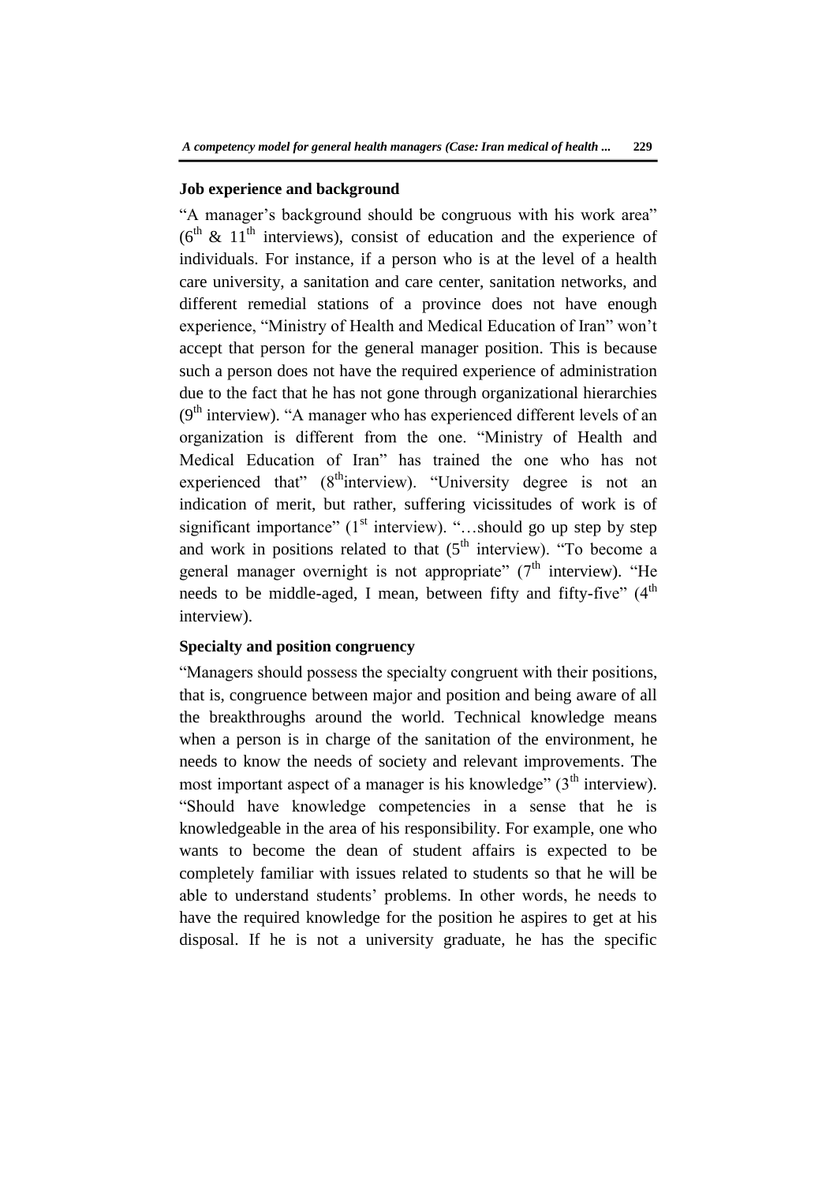**Job experience and background**

"A manager's background should be congruous with his work area" (6th & 11th interviews), consist of education and the experience of individuals. For instance, if a person who is at the level of a health care university, a sanitation and care center, sanitation networks, and different remedial stations of a province does not have enough experience, "Ministry of Health and Medical Education of Iran" won't accept that person for the general manager position. This is because such a person does not have the required experience of administration due to the fact that he has not gone through organizational hierarchies (9th interview). "A manager who has experienced different levels of an organization is different from the one. "Ministry of Health and Medical Education of Iran" has trained the one who has not experienced that" (8th interview). "University degree is not an indication of merit, but rather, suffering vicissitudes of work is of significant importance" (1st interview). "…should go up step by step and work in positions related to that (5th interview). "To become a general manager overnight is not appropriate" (7th interview). "He needs to be middle-aged, I mean, between fifty and fifty-five" (4th interview).

**Specialty and position congruency**

"Managers should possess the specialty congruent with their positions, that is, congruence between major and position and being aware of all the breakthroughs around the world. Technical knowledge means when a person is in charge of the sanitation of the environment, he needs to know the needs of society and relevant improvements. The most important aspect of a manager is his knowledge" (3th interview). "Should have knowledge competencies in a sense that he is knowledgeable in the area of his responsibility. For example, one who wants to become the dean of student affairs is expected to be completely familiar with issues related to students so that he will be able to understand students' problems. In other words, he needs to have the required knowledge for the position he aspires to get at his disposal. If he is not a university graduate, he has the specific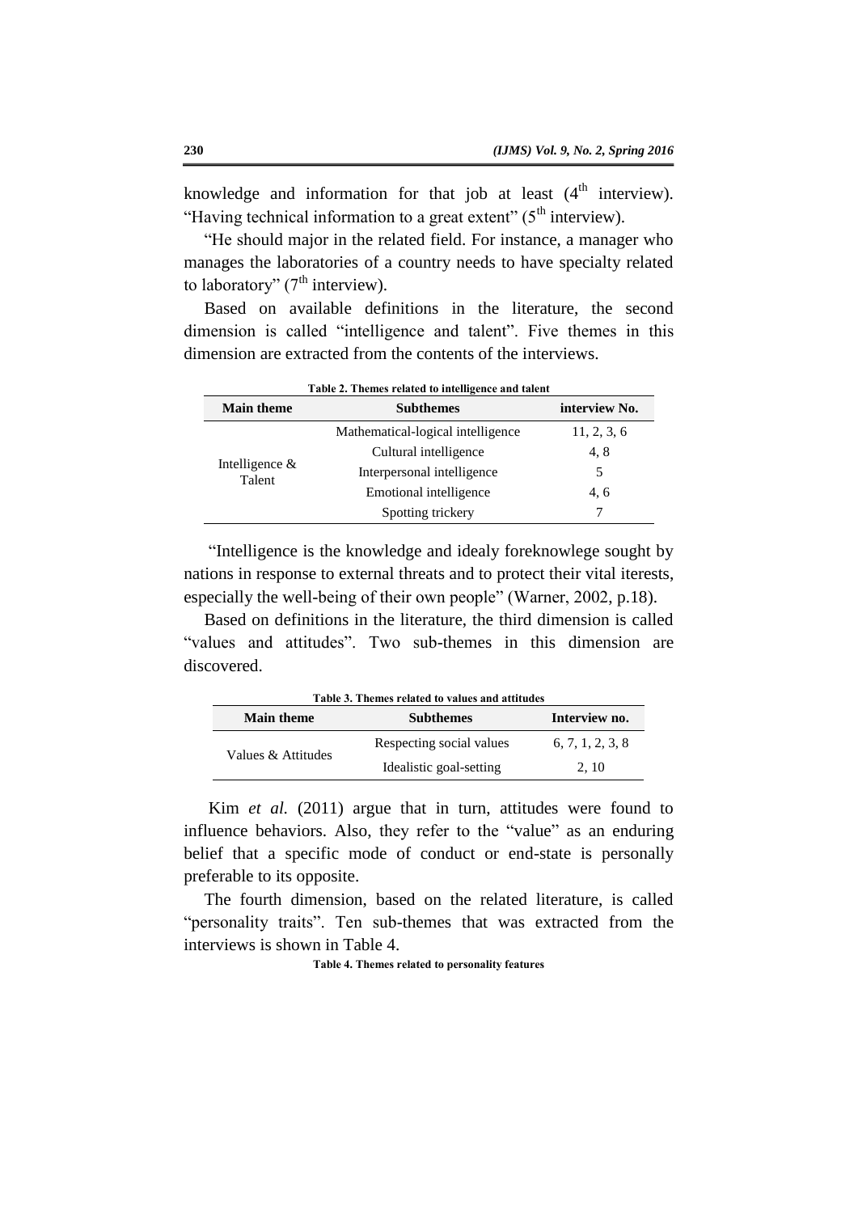knowledge and information for that job at least (4th interview). "Having technical information to a great extent" (5th interview).

"He should major in the related field. For instance, a manager who manages the laboratories of a country needs to have specialty related to laboratory" (7th interview).

Based on available definitions in the literature, the second dimension is called "intelligence and talent". Five themes in this dimension are extracted from the contents of the interviews.

**Table 2. Themes related to intelligence and talent**

| Main theme | Subthemes | interview No. |
|---|---|---|
| Intelligence & Talent | Mathematical-logical intelligence | 11, 2, 3, 6 |
| | Cultural intelligence | 4, 8 |
| | Interpersonal intelligence | 5 |
| | Emotional intelligence | 4, 6 |
| | Spotting trickery | 7 |

"Intelligence is the knowledge and idealy foreknowlege sought by nations in response to external threats and to protect their vital iterests, especially the well-being of their own people" (Warner, 2002, p.18).

Based on definitions in the literature, the third dimension is called "values and attitudes". Two sub-themes in this dimension are discovered.

**Table 3. Themes related to values and attitudes**

| Main theme | Subthemes | Interview no. |
|---|---|---|
| Values & Attitudes | Respecting social values | 6, 7, 1, 2, 3, 8 |
| | Idealistic goal-setting | 2, 10 |

Kim *et al.* (2011) argue that in turn, attitudes were found to influence behaviors. Also, they refer to the "value" as an enduring belief that a specific mode of conduct or end-state is personally preferable to its opposite.

The fourth dimension, based on the related literature, is called "personality traits". Ten sub-themes that was extracted from the interviews is shown in Table 4.

**Table 4. Themes related to personality features**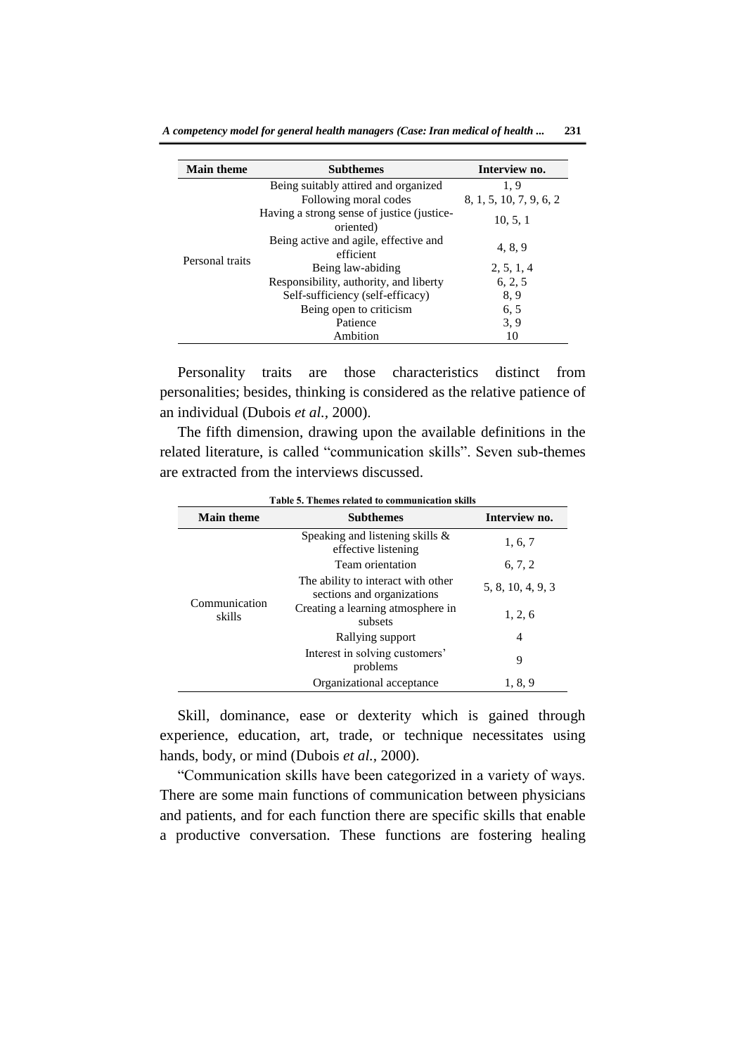| Main theme | Subthemes | Interview no. |
|---|---|---|
| Personal traits | Being suitably attired and organized | 1, 9 |
| | Following moral codes | 8, 1, 5, 10, 7, 9, 6, 2 |
| | Having a strong sense of justice (justice-oriented) | 10, 5, 1 |
| | Being active and agile, effective and efficient | 4, 8, 9 |
| | Being law-abiding | 2, 5, 1, 4 |
| | Responsibility, authority, and liberty | 6, 2, 5 |
| | Self-sufficiency (self-efficacy) | 8, 9 |
| | Being open to criticism | 6, 5 |
| | Patience | 3, 9 |
| | Ambition | 10 |

Personality traits are those characteristics distinct from personalities; besides, thinking is considered as the relative patience of an individual (Dubois *et al.*, 2000).

The fifth dimension, drawing upon the available definitions in the related literature, is called "communication skills". Seven sub-themes are extracted from the interviews discussed.

**Table 5. Themes related to communication skills**

| Main theme | Subthemes | Interview no. |
|---|---|---|
| Communication skills | Speaking and listening skills & effective listening | 1, 6, 7 |
| | Team orientation | 6, 7, 2 |
| | The ability to interact with other sections and organizations | 5, 8, 10, 4, 9, 3 |
| | Creating a learning atmosphere in subsets | 1, 2, 6 |
| | Rallying support | 4 |
| | Interest in solving customers' problems | 9 |
| | Organizational acceptance | 1, 8, 9 |

Skill, dominance, ease or dexterity which is gained through experience, education, art, trade, or technique necessitates using hands, body, or mind (Dubois *et al.*, 2000).

"Communication skills have been categorized in a variety of ways. There are some main functions of communication between physicians and patients, and for each function there are specific skills that enable a productive conversation. These functions are fostering healing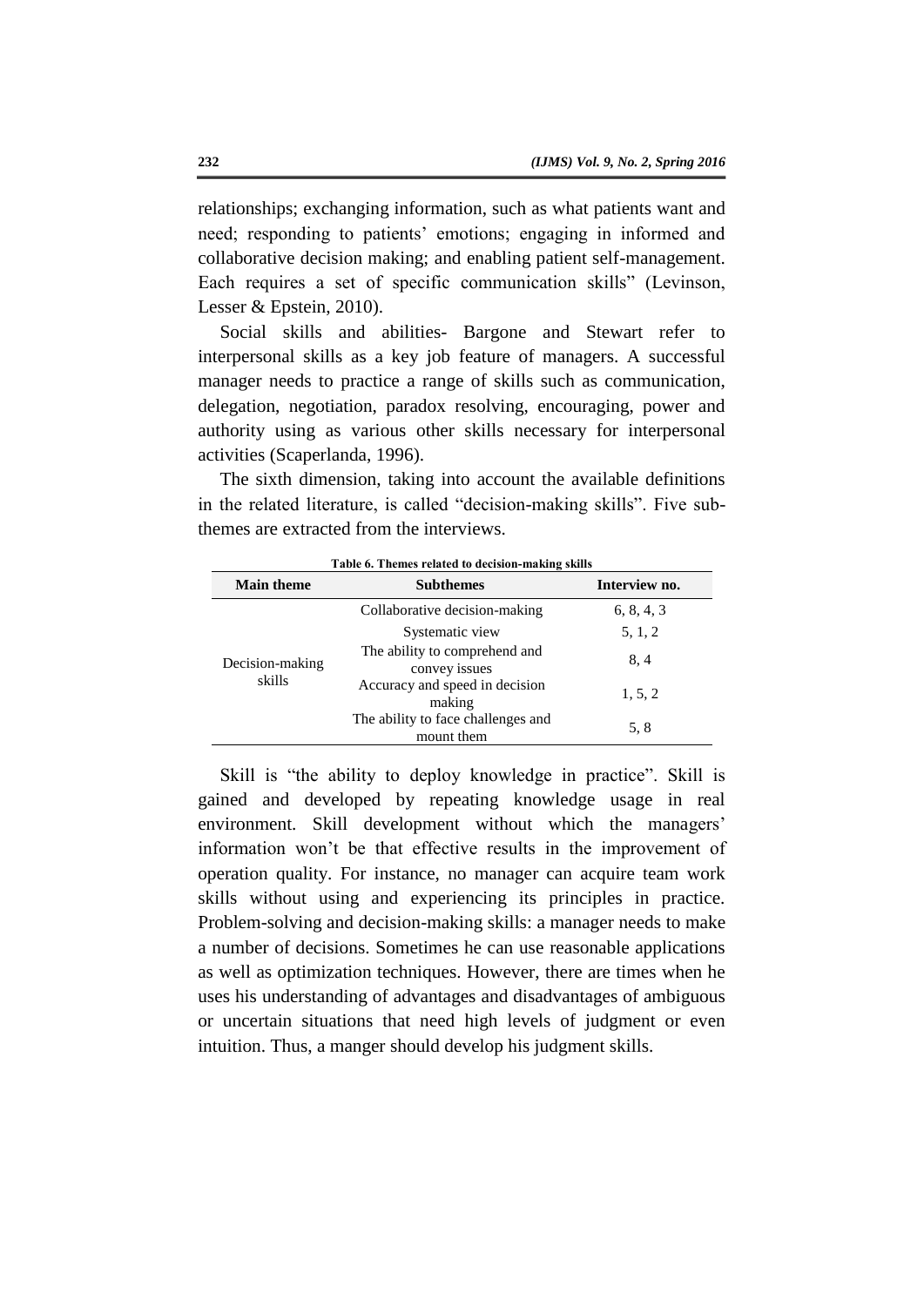relationships; exchanging information, such as what patients want and need; responding to patients' emotions; engaging in informed and collaborative decision making; and enabling patient self-management. Each requires a set of specific communication skills" (Levinson, Lesser & Epstein, 2010).

Social skills and abilities- Bargone and Stewart refer to interpersonal skills as a key job feature of managers. A successful manager needs to practice a range of skills such as communication, delegation, negotiation, paradox resolving, encouraging, power and authority using as various other skills necessary for interpersonal activities (Scaperlanda, 1996).

The sixth dimension, taking into account the available definitions in the related literature, is called "decision-making skills". Five sub-themes are extracted from the interviews.

**Table 6. Themes related to decision-making skills**

| Main theme | Subthemes | Interview no. |
|---|---|---|
| Decision-making skills | Collaborative decision-making | 6, 8, 4, 3 |
| | Systematic view | 5, 1, 2 |
| | The ability to comprehend and convey issues | 8, 4 |
| | Accuracy and speed in decision making | 1, 5, 2 |
| | The ability to face challenges and mount them | 5, 8 |

Skill is "the ability to deploy knowledge in practice". Skill is gained and developed by repeating knowledge usage in real environment. Skill development without which the managers' information won't be that effective results in the improvement of operation quality. For instance, no manager can acquire team work skills without using and experiencing its principles in practice. Problem-solving and decision-making skills: a manager needs to make a number of decisions. Sometimes he can use reasonable applications as well as optimization techniques. However, there are times when he uses his understanding of advantages and disadvantages of ambiguous or uncertain situations that need high levels of judgment or even intuition. Thus, a manger should develop his judgment skills.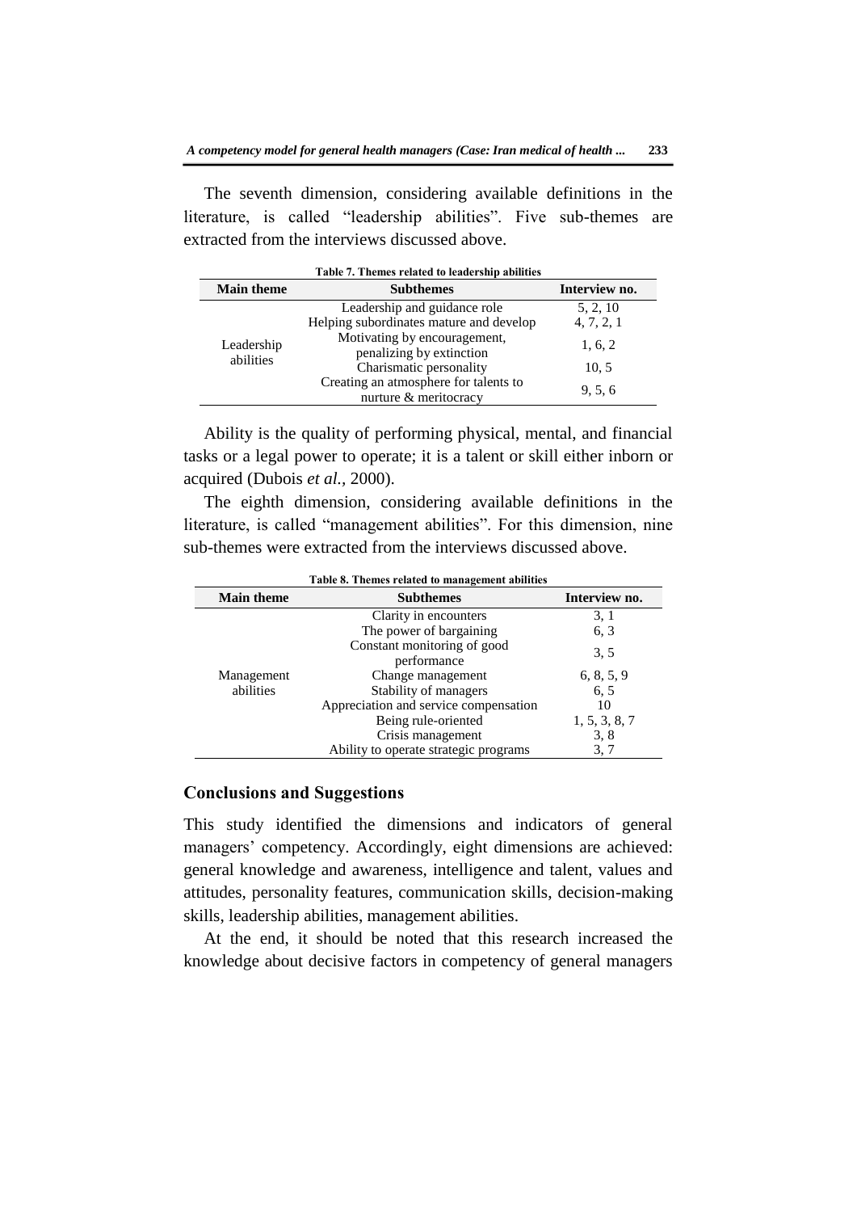The seventh dimension, considering available definitions in the literature, is called “leadership abilities”. Five sub-themes are extracted from the interviews discussed above.

**Table 7. Themes related to leadership abilities**

| Main theme | Subthemes | Interview no. |
|---|---|---|
| Leadership abilities | Leadership and guidance role | 5, 2, 10 |
| | Helping subordinates mature and develop | 4, 7, 2, 1 |
| | Motivating by encouragement, penalizing by extinction | 1, 6, 2 |
| | Charismatic personality | 10, 5 |
| | Creating an atmosphere for talents to nurture & meritocracy | 9, 5, 6 |

Ability is the quality of performing physical, mental, and financial tasks or a legal power to operate; it is a talent or skill either inborn or acquired (Dubois *et al.,* 2000).

The eighth dimension, considering available definitions in the literature, is called “management abilities”. For this dimension, nine sub-themes were extracted from the interviews discussed above.

**Table 8. Themes related to management abilities**

| Main theme | Subthemes | Interview no. |
|---|---|---|
| Management abilities | Clarity in encounters | 3, 1 |
| | The power of bargaining | 6, 3 |
| | Constant monitoring of good performance | 3, 5 |
| | Change management | 6, 8, 5, 9 |
| | Stability of managers | 6, 5 |
| | Appreciation and service compensation | 10 |
| | Being rule-oriented | 1, 5, 3, 8, 7 |
| | Crisis management | 3, 8 |
| | Ability to operate strategic programs | 3, 7 |

## Conclusions and Suggestions

This study identified the dimensions and indicators of general managers’ competency. Accordingly, eight dimensions are achieved: general knowledge and awareness, intelligence and talent, values and attitudes, personality features, communication skills, decision-making skills, leadership abilities, management abilities.

At the end, it should be noted that this research increased the knowledge about decisive factors in competency of general managers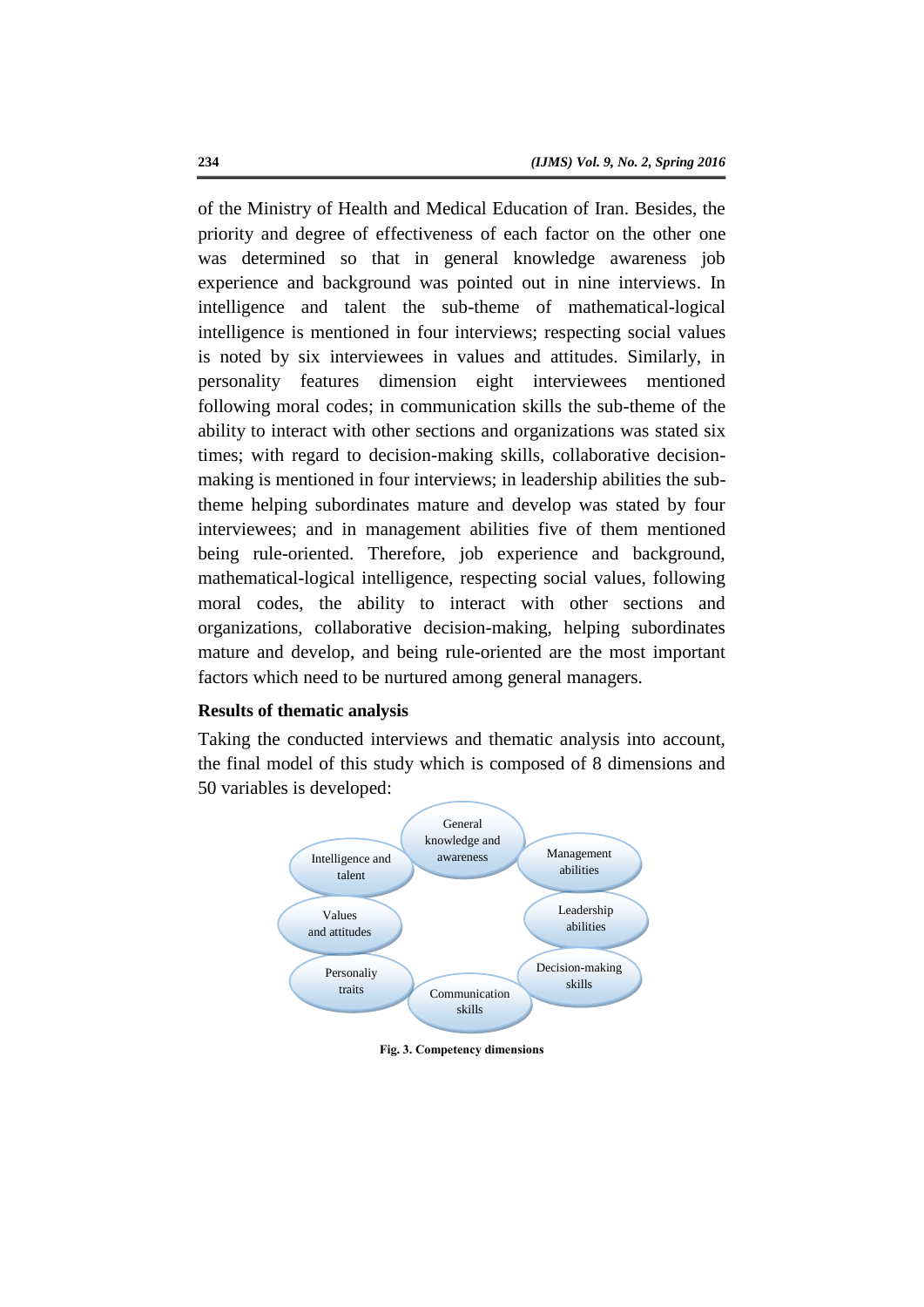of the Ministry of Health and Medical Education of Iran. Besides, the priority and degree of effectiveness of each factor on the other one was determined so that in general knowledge awareness job experience and background was pointed out in nine interviews. In intelligence and talent the sub-theme of mathematical-logical intelligence is mentioned in four interviews; respecting social values is noted by six interviewees in values and attitudes. Similarly, in personality features dimension eight interviewees mentioned following moral codes; in communication skills the sub-theme of the ability to interact with other sections and organizations was stated six times; with regard to decision-making skills, collaborative decision-making is mentioned in four interviews; in leadership abilities the sub-theme helping subordinates mature and develop was stated by four interviewees; and in management abilities five of them mentioned being rule-oriented. Therefore, job experience and background, mathematical-logical intelligence, respecting social values, following moral codes, the ability to interact with other sections and organizations, collaborative decision-making, helping subordinates mature and develop, and being rule-oriented are the most important factors which need to be nurtured among general managers.

### Results of thematic analysis

Taking the conducted interviews and thematic analysis into account, the final model of this study which is composed of 8 dimensions and 50 variables is developed:

General knowledge and awareness; Management abilities; Leadership abilities; Decision-making skills; Communication skills; Personaliy traits; Values and attitudes; Intelligence and talent

**Fig. 3. Competency dimensions**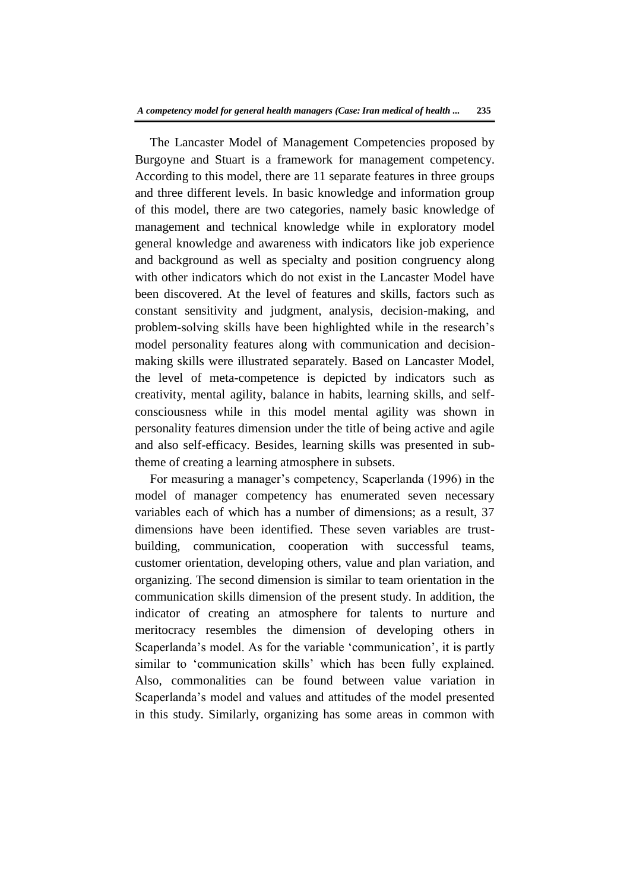The Lancaster Model of Management Competencies proposed by Burgoyne and Stuart is a framework for management competency. According to this model, there are 11 separate features in three groups and three different levels. In basic knowledge and information group of this model, there are two categories, namely basic knowledge of management and technical knowledge while in exploratory model general knowledge and awareness with indicators like job experience and background as well as specialty and position congruency along with other indicators which do not exist in the Lancaster Model have been discovered. At the level of features and skills, factors such as constant sensitivity and judgment, analysis, decision-making, and problem-solving skills have been highlighted while in the research's model personality features along with communication and decision-making skills were illustrated separately. Based on Lancaster Model, the level of meta-competence is depicted by indicators such as creativity, mental agility, balance in habits, learning skills, and self-consciousness while in this model mental agility was shown in personality features dimension under the title of being active and agile and also self-efficacy. Besides, learning skills was presented in sub-theme of creating a learning atmosphere in subsets.

For measuring a manager's competency, Scaperlanda (1996) in the model of manager competency has enumerated seven necessary variables each of which has a number of dimensions; as a result, 37 dimensions have been identified. These seven variables are trust-building, communication, cooperation with successful teams, customer orientation, developing others, value and plan variation, and organizing. The second dimension is similar to team orientation in the communication skills dimension of the present study. In addition, the indicator of creating an atmosphere for talents to nurture and meritocracy resembles the dimension of developing others in Scaperlanda's model. As for the variable 'communication', it is partly similar to 'communication skills' which has been fully explained. Also, commonalities can be found between value variation in Scaperlanda's model and values and attitudes of the model presented in this study. Similarly, organizing has some areas in common with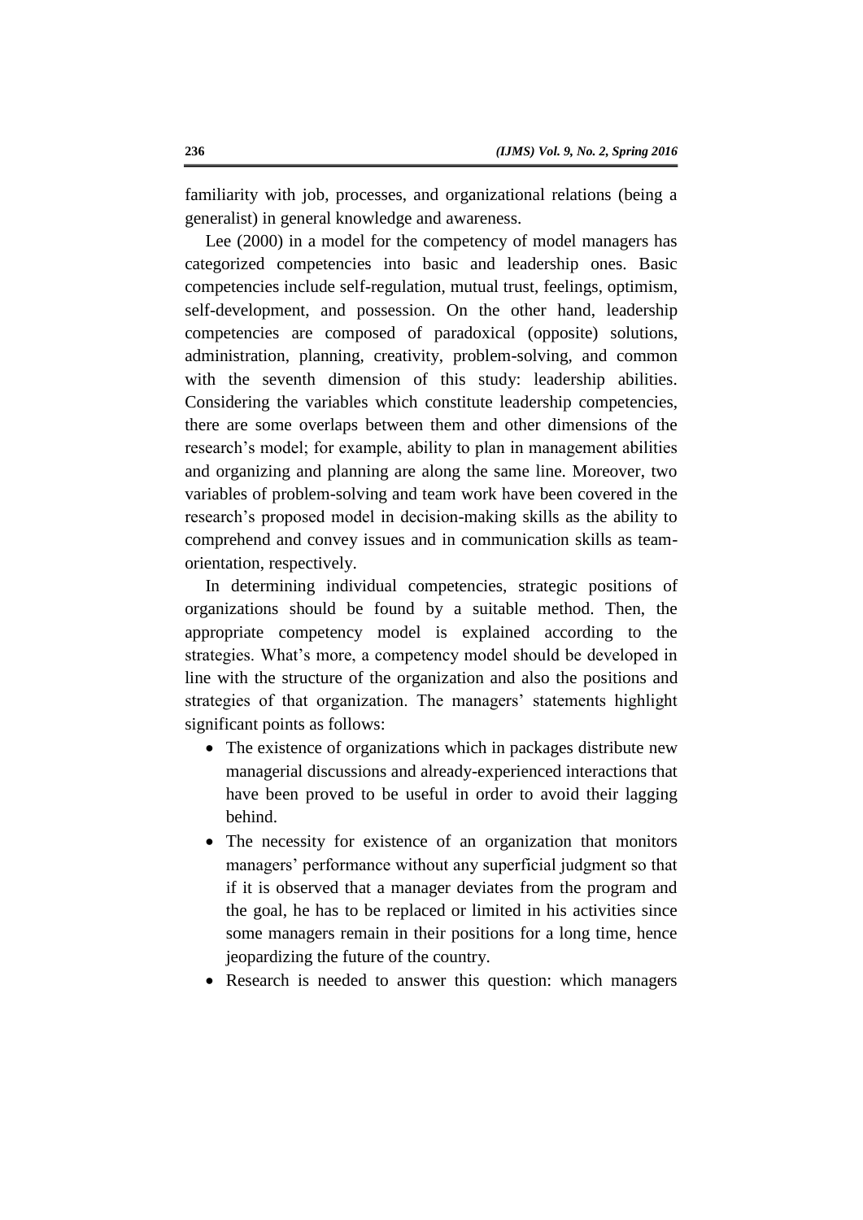familiarity with job, processes, and organizational relations (being a generalist) in general knowledge and awareness.

Lee (2000) in a model for the competency of model managers has categorized competencies into basic and leadership ones. Basic competencies include self-regulation, mutual trust, feelings, optimism, self-development, and possession. On the other hand, leadership competencies are composed of paradoxical (opposite) solutions, administration, planning, creativity, problem-solving, and common with the seventh dimension of this study: leadership abilities. Considering the variables which constitute leadership competencies, there are some overlaps between them and other dimensions of the research's model; for example, ability to plan in management abilities and organizing and planning are along the same line. Moreover, two variables of problem-solving and team work have been covered in the research's proposed model in decision-making skills as the ability to comprehend and convey issues and in communication skills as team-orientation, respectively.

In determining individual competencies, strategic positions of organizations should be found by a suitable method. Then, the appropriate competency model is explained according to the strategies. What's more, a competency model should be developed in line with the structure of the organization and also the positions and strategies of that organization. The managers' statements highlight significant points as follows:

- The existence of organizations which in packages distribute new managerial discussions and already-experienced interactions that have been proved to be useful in order to avoid their lagging behind.
- The necessity for existence of an organization that monitors managers' performance without any superficial judgment so that if it is observed that a manager deviates from the program and the goal, he has to be replaced or limited in his activities since some managers remain in their positions for a long time, hence jeopardizing the future of the country.
- Research is needed to answer this question: which managers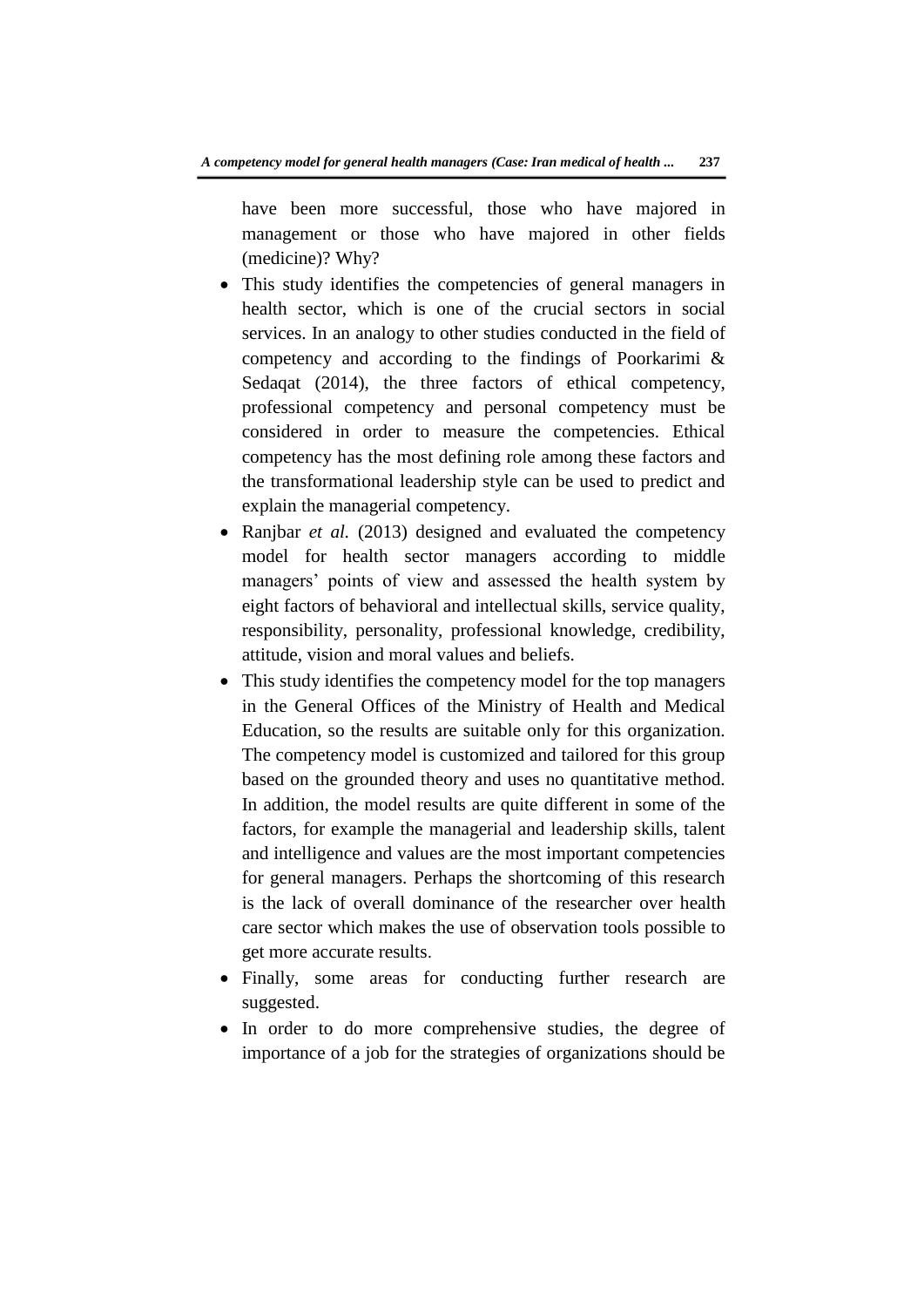have been more successful, those who have majored in management or those who have majored in other fields (medicine)? Why?

- This study identifies the competencies of general managers in health sector, which is one of the crucial sectors in social services. In an analogy to other studies conducted in the field of competency and according to the findings of Poorkarimi & Sedaqat (2014), the three factors of ethical competency, professional competency and personal competency must be considered in order to measure the competencies. Ethical competency has the most defining role among these factors and the transformational leadership style can be used to predict and explain the managerial competency.
- Ranjbar *et al.* (2013) designed and evaluated the competency model for health sector managers according to middle managers' points of view and assessed the health system by eight factors of behavioral and intellectual skills, service quality, responsibility, personality, professional knowledge, credibility, attitude, vision and moral values and beliefs.
- This study identifies the competency model for the top managers in the General Offices of the Ministry of Health and Medical Education, so the results are suitable only for this organization. The competency model is customized and tailored for this group based on the grounded theory and uses no quantitative method. In addition, the model results are quite different in some of the factors, for example the managerial and leadership skills, talent and intelligence and values are the most important competencies for general managers. Perhaps the shortcoming of this research is the lack of overall dominance of the researcher over health care sector which makes the use of observation tools possible to get more accurate results.
- Finally, some areas for conducting further research are suggested.
- In order to do more comprehensive studies, the degree of importance of a job for the strategies of organizations should be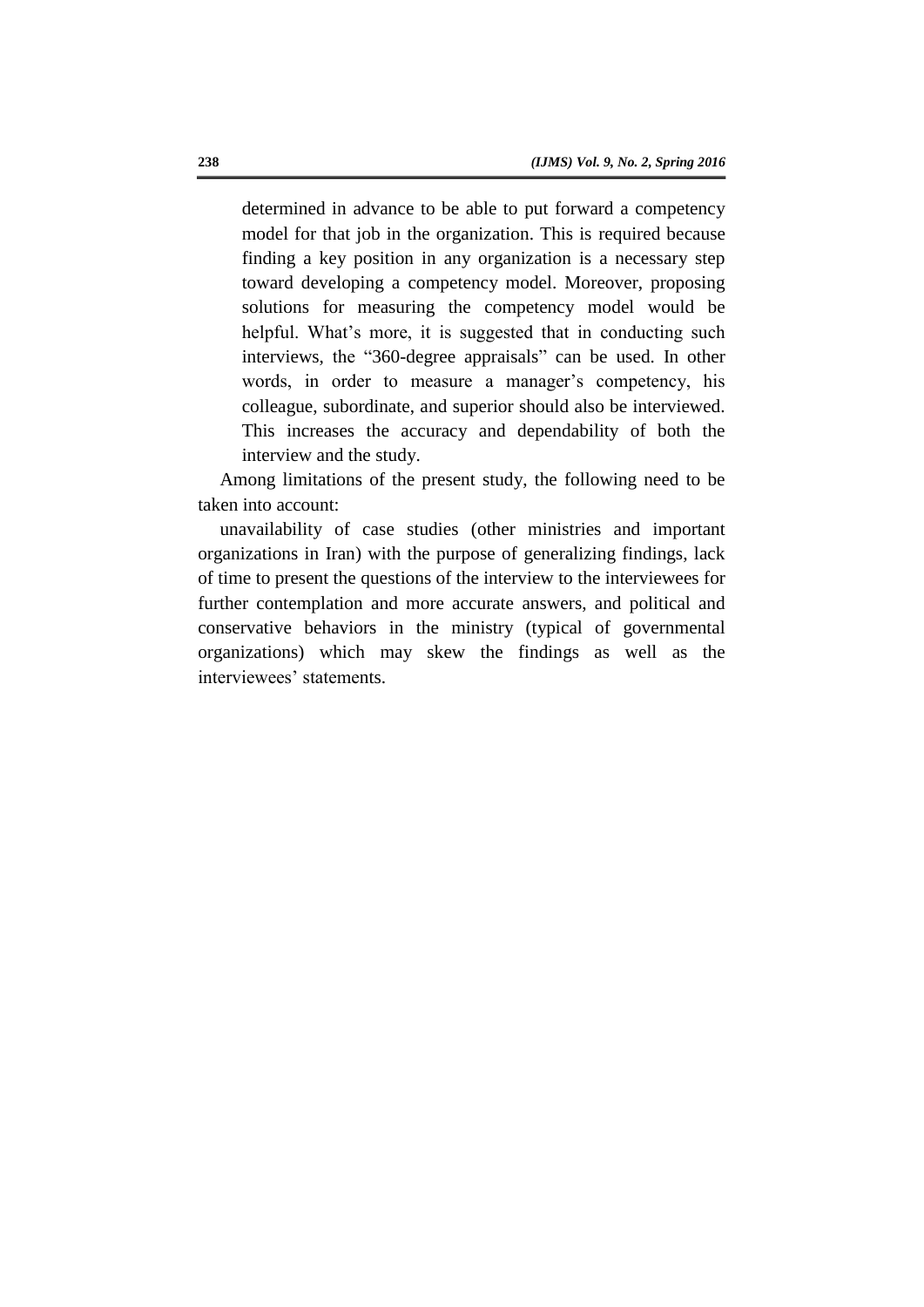determined in advance to be able to put forward a competency model for that job in the organization. This is required because finding a key position in any organization is a necessary step toward developing a competency model. Moreover, proposing solutions for measuring the competency model would be helpful. What's more, it is suggested that in conducting such interviews, the "360-degree appraisals" can be used. In other words, in order to measure a manager's competency, his colleague, subordinate, and superior should also be interviewed. This increases the accuracy and dependability of both the interview and the study.

Among limitations of the present study, the following need to be taken into account:

unavailability of case studies (other ministries and important organizations in Iran) with the purpose of generalizing findings, lack of time to present the questions of the interview to the interviewees for further contemplation and more accurate answers, and political and conservative behaviors in the ministry (typical of governmental organizations) which may skew the findings as well as the interviewees' statements.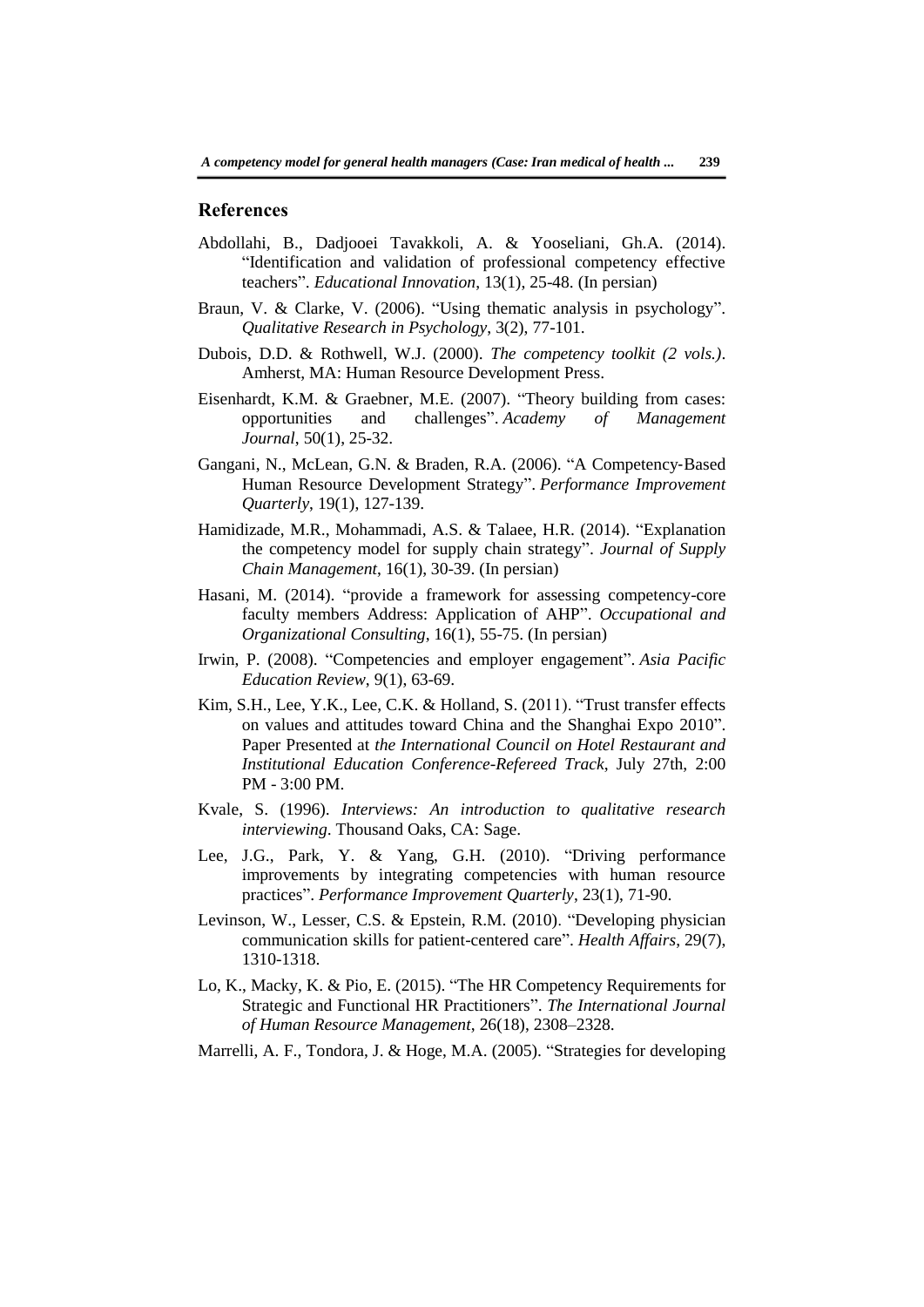## References

Abdollahi, B., Dadjooei Tavakkoli, A. & Yooseliani, Gh.A. (2014). "Identification and validation of professional competency effective teachers". *Educational Innovation*, 13(1), 25-48. (In persian)

Braun, V. & Clarke, V. (2006). "Using thematic analysis in psychology". *Qualitative Research in Psychology*, 3(2), 77-101.

Dubois, D.D. & Rothwell, W.J. (2000). *The competency toolkit (2 vols.)*. Amherst, MA: Human Resource Development Press.

Eisenhardt, K.M. & Graebner, M.E. (2007). "Theory building from cases: opportunities and challenges". *Academy of Management Journal*, 50(1), 25-32.

Gangani, N., McLean, G.N. & Braden, R.A. (2006). "A Competency-Based Human Resource Development Strategy". *Performance Improvement Quarterly*, 19(1), 127-139.

Hamidizade, M.R., Mohammadi, A.S. & Talaee, H.R. (2014). "Explanation the competency model for supply chain strategy". *Journal of Supply Chain Management*, 16(1), 30-39. (In persian)

Hasani, M. (2014). "provide a framework for assessing competency-core faculty members Address: Application of AHP". *Occupational and Organizational Consulting*, 16(1), 55-75. (In persian)

Irwin, P. (2008). "Competencies and employer engagement". *Asia Pacific Education Review*, 9(1), 63-69.

Kim, S.H., Lee, Y.K., Lee, C.K. & Holland, S. (2011). "Trust transfer effects on values and attitudes toward China and the Shanghai Expo 2010". Paper Presented at *the International Council on Hotel Restaurant and Institutional Education Conference-Refereed Track*, July 27th, 2:00 PM - 3:00 PM.

Kvale, S. (1996). *Interviews: An introduction to qualitative research interviewing*. Thousand Oaks, CA: Sage.

Lee, J.G., Park, Y. & Yang, G.H. (2010). "Driving performance improvements by integrating competencies with human resource practices". *Performance Improvement Quarterly*, 23(1), 71-90.

Levinson, W., Lesser, C.S. & Epstein, R.M. (2010). "Developing physician communication skills for patient-centered care". *Health Affairs*, 29(7), 1310-1318.

Lo, K., Macky, K. & Pio, E. (2015). "The HR Competency Requirements for Strategic and Functional HR Practitioners". *The International Journal of Human Resource Management*, 26(18), 2308–2328.

Marrelli, A. F., Tondora, J. & Hoge, M.A. (2005). "Strategies for developing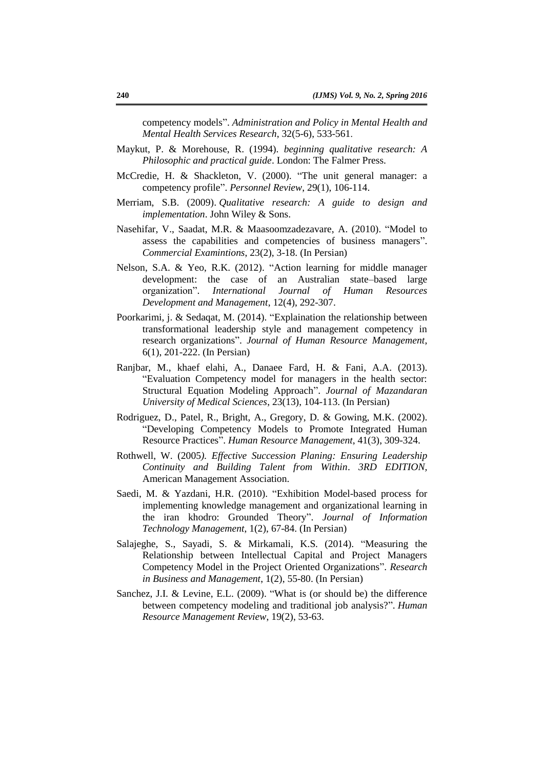competency models". *Administration and Policy in Mental Health and Mental Health Services Research*, 32(5-6), 533-561.

Maykut, P. & Morehouse, R. (1994). *beginning qualitative research: A Philosophic and practical guide*. London: The Falmer Press.

McCredie, H. & Shackleton, V. (2000). "The unit general manager: a competency profile". *Personnel Review*, 29(1), 106-114.

Merriam, S.B. (2009). *Qualitative research: A guide to design and implementation*. John Wiley & Sons.

Nasehifar, V., Saadat, M.R. & Maasoomzadezavare, A. (2010). "Model to assess the capabilities and competencies of business managers". *Commercial Examintions*, 23(2), 3-18. (In Persian)

Nelson, S.A. & Yeo, R.K. (2012). "Action learning for middle manager development: the case of an Australian state–based large organization". *International Journal of Human Resources Development and Management*, 12(4), 292-307.

Poorkarimi, j. & Sedaqat, M. (2014). "Explaination the relationship between transformational leadership style and management competency in research organizations". *Journal of Human Resource Management*, 6(1), 201-222. (In Persian)

Ranjbar, M., khaef elahi, A., Danaee Fard, H. & Fani, A.A. (2013). "Evaluation Competency model for managers in the health sector: Structural Equation Modeling Approach". *Journal of Mazandaran University of Medical Sciences*, 23(13), 104-113. (In Persian)

Rodriguez, D., Patel, R., Bright, A., Gregory, D. & Gowing, M.K. (2002). "Developing Competency Models to Promote Integrated Human Resource Practices". *Human Resource Management*, 41(3), 309-324.

Rothwell, W. (2005). *Effective Succession Planing: Ensuring Leadership Continuity and Building Talent from Within*. *3RD EDITION*, American Management Association.

Saedi, M. & Yazdani, H.R. (2010). "Exhibition Model-based process for implementing knowledge management and organizational learning in the iran khodro: Grounded Theory". *Journal of Information Technology Management*, 1(2), 67-84. (In Persian)

Salajeghe, S., Sayadi, S. & Mirkamali, K.S. (2014). "Measuring the Relationship between Intellectual Capital and Project Managers Competency Model in the Project Oriented Organizations". *Research in Business and Management*, 1(2), 55-80. (In Persian)

Sanchez, J.I. & Levine, E.L. (2009). "What is (or should be) the difference between competency modeling and traditional job analysis?". *Human Resource Management Review*, 19(2), 53-63.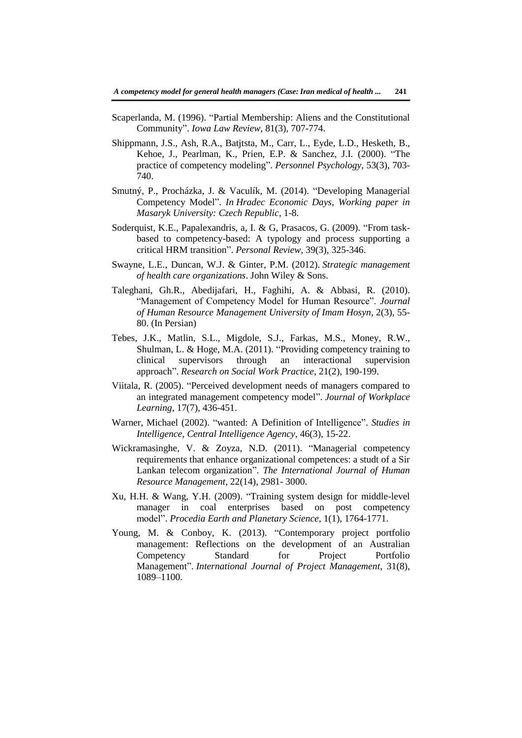Scaperlanda, M. (1996). "Partial Membership: Aliens and the Constitutional Community". *Iowa Law Review*, 81(3), 707-774.

Shippmann, J.S., Ash, R.A., Batjtsta, M., Carr, L., Eyde, L.D., Hesketh, B., Kehoe, J., Pearlman, K., Prien, E.P. & Sanchez, J.I. (2000). "The practice of competency modeling". *Personnel Psychology*, 53(3), 703-740.

Smutný, P., Procházka, J. & Vaculík, M. (2014). "Developing Managerial Competency Model". *In Hradec Economic Days, Working paper in Masaryk University: Czech Republic*, 1-8.

Soderquist, K.E., Papalexandris, a, I. & G, Prasacos, G. (2009). "From task-based to competency-based: A typology and process supporting a critical HRM transition". *Personal Review*, 39(3), 325-346.

Swayne, L.E., Duncan, W.J. & Ginter, P.M. (2012). *Strategic management of health care organizations*. John Wiley & Sons.

Taleghani, Gh.R., Abedijafari, H., Faghihi, A. & Abbasi, R. (2010). "Management of Competency Model for Human Resource". *Journal of Human Resource Management University of Imam Hosyn*, 2(3), 55-80. (In Persian)

Tebes, J.K., Matlin, S.L., Migdole, S.J., Farkas, M.S., Money, R.W., Shulman, L. & Hoge, M.A. (2011). "Providing competency training to clinical supervisors through an interactional supervision approach". *Research on Social Work Practice*, 21(2), 190-199.

Viitala, R. (2005). "Perceived development needs of managers compared to an integrated management competency model". *Journal of Workplace Learning*, 17(7), 436-451.

Warner, Michael (2002). "wanted: A Definition of Intelligence". *Studies in Intelligence, Central Intelligence Agency*, 46(3), 15-22.

Wickramasinghe, V. & Zoyza, N.D. (2011). "Managerial competency requirements that enhance organizational competences: a studt of a Sir Lankan telecom organization". *The International Journal of Human Resource Management*, 22(14), 2981- 3000.

Xu, H.H. & Wang, Y.H. (2009). "Training system design for middle-level manager in coal enterprises based on post competency model". *Procedia Earth and Planetary Science*, 1(1), 1764-1771.

Young, M. & Conboy, K. (2013). "Contemporary project portfolio management: Reflections on the development of an Australian Competency Standard for Project Portfolio Management". *International Journal of Project Management*, 31(8), 1089–1100.